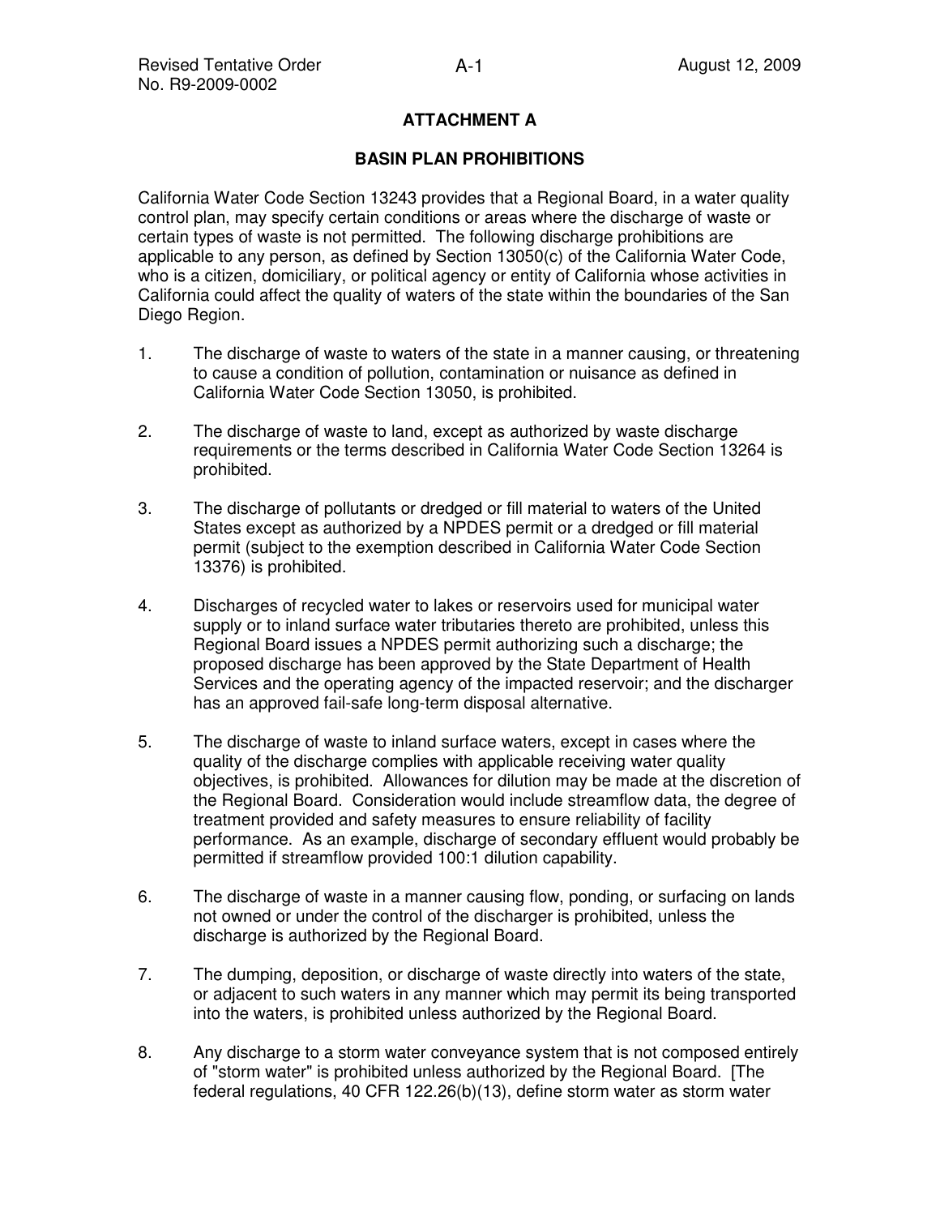# ATTACHMENT A

## BASIN PLAN PROHIBITIONS

California Water Code Section 13243 provides that a Regional Board, in a water quality control plan, may specify certain conditions or areas where the discharge of waste or certain types of waste is not permitted. The following discharge prohibitions are applicable to any person, as defined by Section 13050(c) of the California Water Code, who is a citizen, domiciliary, or political agency or entity of California whose activities in California could affect the quality of waters of the state within the boundaries of the San Diego Region.

1. The discharge of waste to waters of the state in a manner causing, or threatening to cause a condition of pollution, contamination or nuisance as defined in California Water Code Section 13050, is prohibited.

2. The discharge of waste to land, except as authorized by waste discharge requirements or the terms described in California Water Code Section 13264 is prohibited.

3. The discharge of pollutants or dredged or fill material to waters of the United States except as authorized by a NPDES permit or a dredged or fill material permit (subject to the exemption described in California Water Code Section 13376) is prohibited.

4. Discharges of recycled water to lakes or reservoirs used for municipal water supply or to inland surface water tributaries thereto are prohibited, unless this Regional Board issues a NPDES permit authorizing such a discharge; the proposed discharge has been approved by the State Department of Health Services and the operating agency of the impacted reservoir; and the discharger has an approved fail-safe long-term disposal alternative.

5. The discharge of waste to inland surface waters, except in cases where the quality of the discharge complies with applicable receiving water quality objectives, is prohibited. Allowances for dilution may be made at the discretion of the Regional Board. Consideration would include streamflow data, the degree of treatment provided and safety measures to ensure reliability of facility performance. As an example, discharge of secondary effluent would probably be permitted if streamflow provided 100:1 dilution capability.

6. The discharge of waste in a manner causing flow, ponding, or surfacing on lands not owned or under the control of the discharger is prohibited, unless the discharge is authorized by the Regional Board.

7. The dumping, deposition, or discharge of waste directly into waters of the state, or adjacent to such waters in any manner which may permit its being transported into the waters, is prohibited unless authorized by the Regional Board.

8. Any discharge to a storm water conveyance system that is not composed entirely of "storm water" is prohibited unless authorized by the Regional Board. [The federal regulations, 40 CFR 122.26(b)(13), define storm water as storm water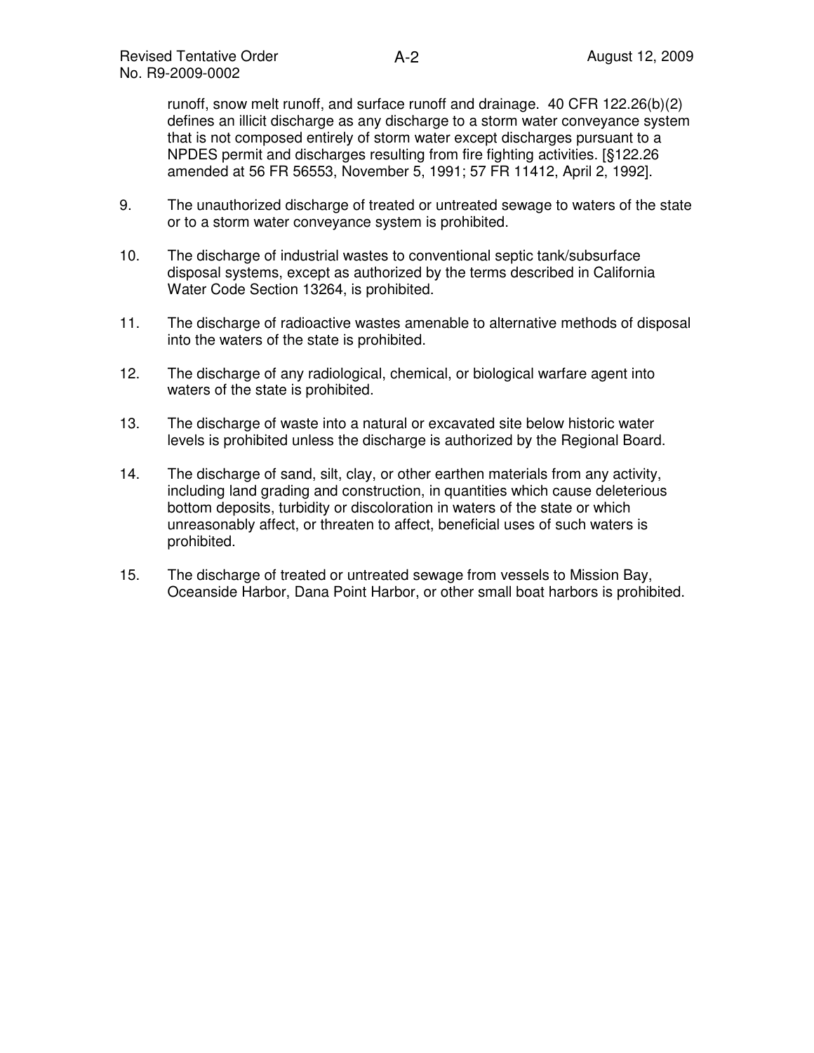runoff, snow melt runoff, and surface runoff and drainage. 40 CFR 122.26(b)(2) defines an illicit discharge as any discharge to a storm water conveyance system that is not composed entirely of storm water except discharges pursuant to a NPDES permit and discharges resulting from fire fighting activities. [§122.26 amended at 56 FR 56553, November 5, 1991; 57 FR 11412, April 2, 1992].

9. The unauthorized discharge of treated or untreated sewage to waters of the state or to a storm water conveyance system is prohibited.

10. The discharge of industrial wastes to conventional septic tank/subsurface disposal systems, except as authorized by the terms described in California Water Code Section 13264, is prohibited.

11. The discharge of radioactive wastes amenable to alternative methods of disposal into the waters of the state is prohibited.

12. The discharge of any radiological, chemical, or biological warfare agent into waters of the state is prohibited.

13. The discharge of waste into a natural or excavated site below historic water levels is prohibited unless the discharge is authorized by the Regional Board.

14. The discharge of sand, silt, clay, or other earthen materials from any activity, including land grading and construction, in quantities which cause deleterious bottom deposits, turbidity or discoloration in waters of the state or which unreasonably affect, or threaten to affect, beneficial uses of such waters is prohibited.

15. The discharge of treated or untreated sewage from vessels to Mission Bay, Oceanside Harbor, Dana Point Harbor, or other small boat harbors is prohibited.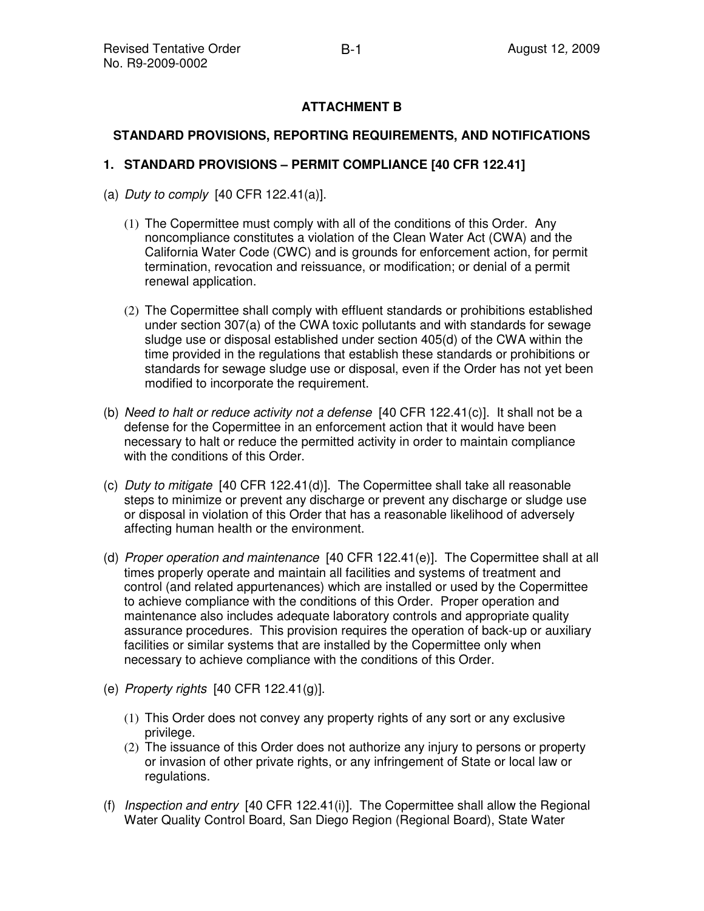# ATTACHMENT B

## STANDARD PROVISIONS, REPORTING REQUIREMENTS, AND NOTIFICATIONS

### 1. STANDARD PROVISIONS – PERMIT COMPLIANCE [40 CFR 122.41]

(a) *Duty to comply* [40 CFR 122.41(a)].

(1) The Copermittee must comply with all of the conditions of this Order. Any noncompliance constitutes a violation of the Clean Water Act (CWA) and the California Water Code (CWC) and is grounds for enforcement action, for permit termination, revocation and reissuance, or modification; or denial of a permit renewal application.

(2) The Copermittee shall comply with effluent standards or prohibitions established under section 307(a) of the CWA toxic pollutants and with standards for sewage sludge use or disposal established under section 405(d) of the CWA within the time provided in the regulations that establish these standards or prohibitions or standards for sewage sludge use or disposal, even if the Order has not yet been modified to incorporate the requirement.

(b) *Need to halt or reduce activity not a defense* [40 CFR 122.41(c)]. It shall not be a defense for the Copermittee in an enforcement action that it would have been necessary to halt or reduce the permitted activity in order to maintain compliance with the conditions of this Order.

(c) *Duty to mitigate* [40 CFR 122.41(d)]. The Copermittee shall take all reasonable steps to minimize or prevent any discharge or prevent any discharge or sludge use or disposal in violation of this Order that has a reasonable likelihood of adversely affecting human health or the environment.

(d) *Proper operation and maintenance* [40 CFR 122.41(e)]. The Copermittee shall at all times properly operate and maintain all facilities and systems of treatment and control (and related appurtenances) which are installed or used by the Copermittee to achieve compliance with the conditions of this Order. Proper operation and maintenance also includes adequate laboratory controls and appropriate quality assurance procedures. This provision requires the operation of back-up or auxiliary facilities or similar systems that are installed by the Copermittee only when necessary to achieve compliance with the conditions of this Order.

(e) *Property rights* [40 CFR 122.41(g)].

(1) This Order does not convey any property rights of any sort or any exclusive privilege.

(2) The issuance of this Order does not authorize any injury to persons or property or invasion of other private rights, or any infringement of State or local law or regulations.

(f) *Inspection and entry* [40 CFR 122.41(i)]. The Copermittee shall allow the Regional Water Quality Control Board, San Diego Region (Regional Board), State Water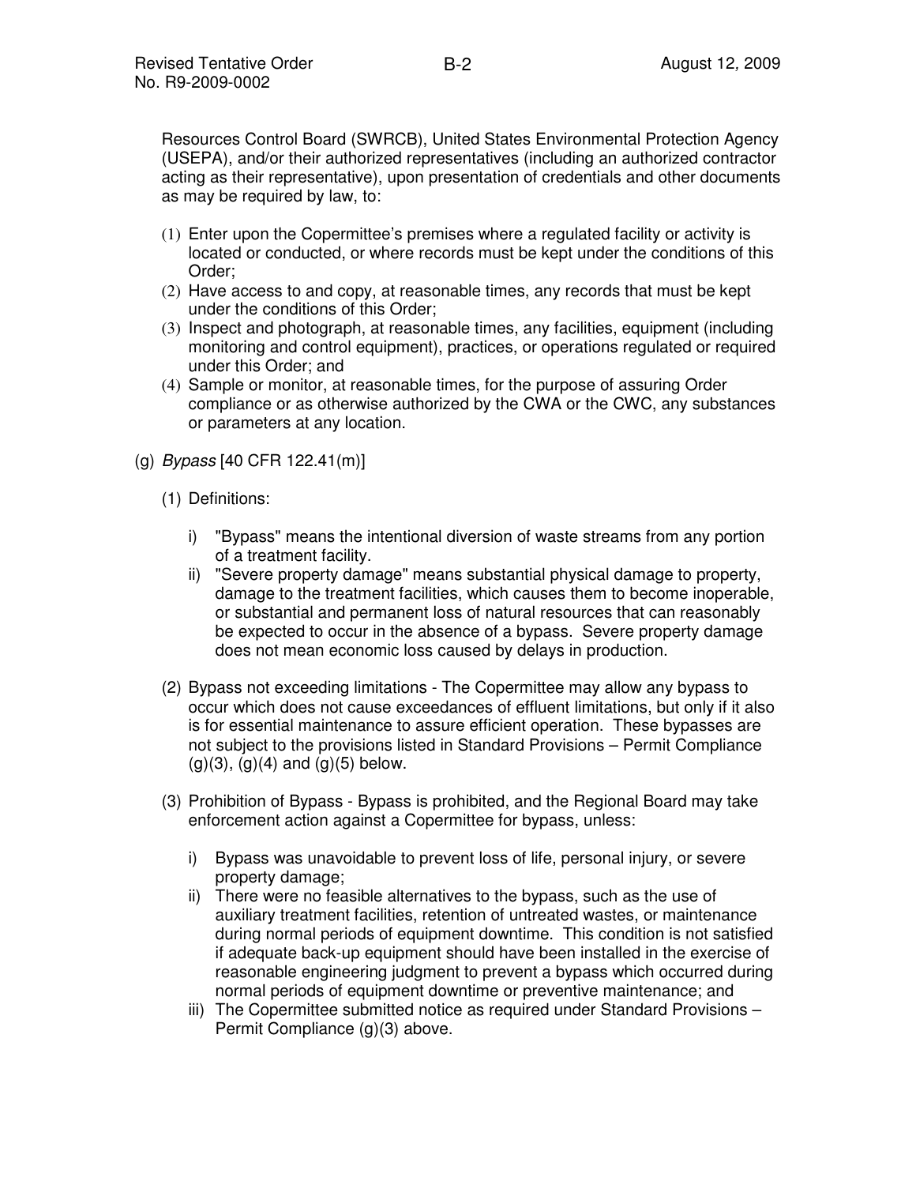Resources Control Board (SWRCB), United States Environmental Protection Agency (USEPA), and/or their authorized representatives (including an authorized contractor acting as their representative), upon presentation of credentials and other documents as may be required by law, to:

(1) Enter upon the Copermittee's premises where a regulated facility or activity is located or conducted, or where records must be kept under the conditions of this Order;
(2) Have access to and copy, at reasonable times, any records that must be kept under the conditions of this Order;
(3) Inspect and photograph, at reasonable times, any facilities, equipment (including monitoring and control equipment), practices, or operations regulated or required under this Order; and
(4) Sample or monitor, at reasonable times, for the purpose of assuring Order compliance or as otherwise authorized by the CWA or the CWC, any substances or parameters at any location.

(g) *Bypass* [40 CFR 122.41(m)]

(1) Definitions:

i) "Bypass" means the intentional diversion of waste streams from any portion of a treatment facility.
ii) "Severe property damage" means substantial physical damage to property, damage to the treatment facilities, which causes them to become inoperable, or substantial and permanent loss of natural resources that can reasonably be expected to occur in the absence of a bypass. Severe property damage does not mean economic loss caused by delays in production.

(2) Bypass not exceeding limitations - The Copermittee may allow any bypass to occur which does not cause exceedances of effluent limitations, but only if it also is for essential maintenance to assure efficient operation. These bypasses are not subject to the provisions listed in Standard Provisions – Permit Compliance (g)(3), (g)(4) and (g)(5) below.

(3) Prohibition of Bypass - Bypass is prohibited, and the Regional Board may take enforcement action against a Copermittee for bypass, unless:

i) Bypass was unavoidable to prevent loss of life, personal injury, or severe property damage;
ii) There were no feasible alternatives to the bypass, such as the use of auxiliary treatment facilities, retention of untreated wastes, or maintenance during normal periods of equipment downtime. This condition is not satisfied if adequate back-up equipment should have been installed in the exercise of reasonable engineering judgment to prevent a bypass which occurred during normal periods of equipment downtime or preventive maintenance; and
iii) The Copermittee submitted notice as required under Standard Provisions – Permit Compliance (g)(3) above.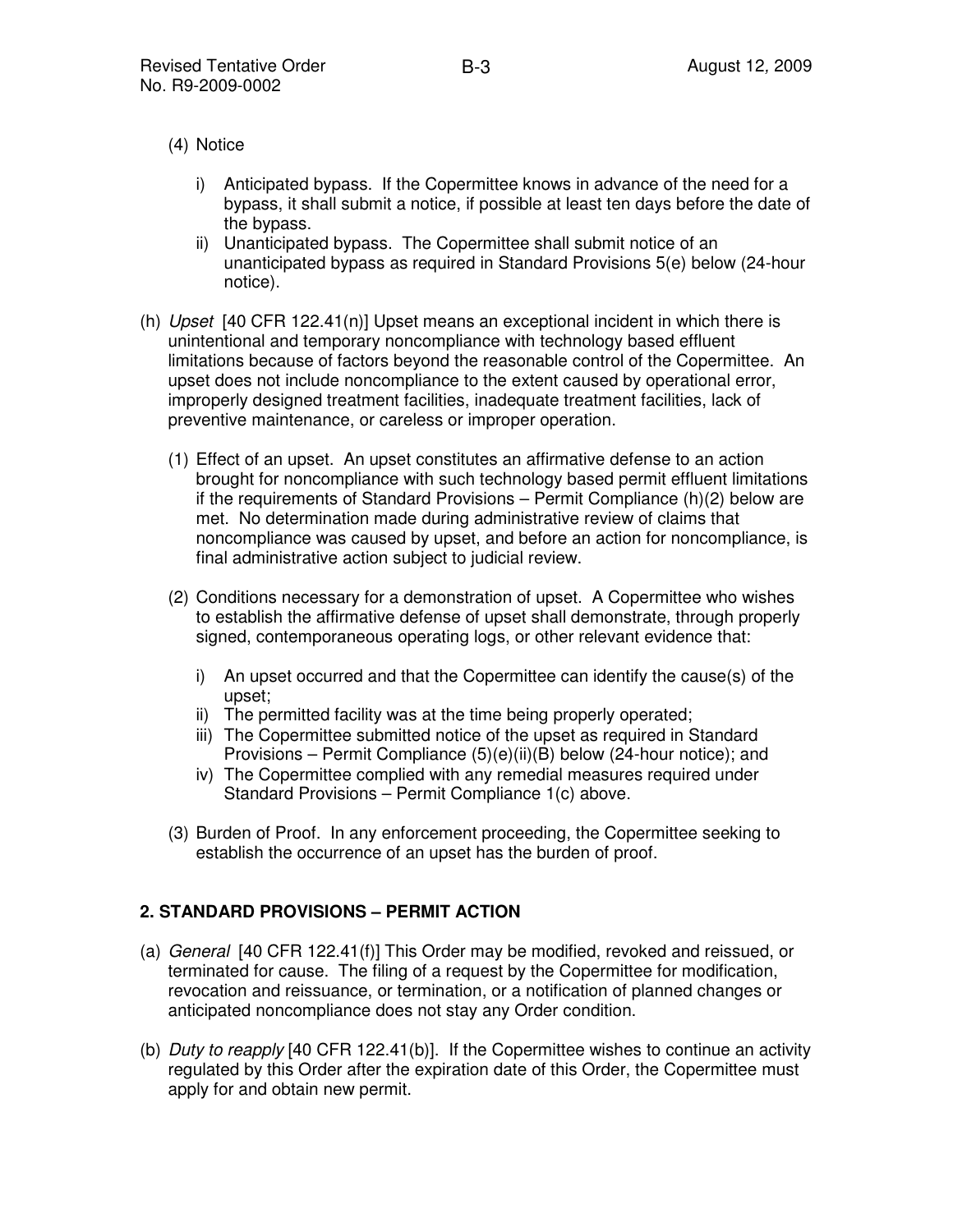(4) Notice

   i) Anticipated bypass. If the Copermittee knows in advance of the need for a bypass, it shall submit a notice, if possible at least ten days before the date of the bypass.
   ii) Unanticipated bypass. The Copermittee shall submit notice of an unanticipated bypass as required in Standard Provisions 5(e) below (24-hour notice).

(h) *Upset* [40 CFR 122.41(n)] Upset means an exceptional incident in which there is unintentional and temporary noncompliance with technology based effluent limitations because of factors beyond the reasonable control of the Copermittee. An upset does not include noncompliance to the extent caused by operational error, improperly designed treatment facilities, inadequate treatment facilities, lack of preventive maintenance, or careless or improper operation.

   (1) Effect of an upset. An upset constitutes an affirmative defense to an action brought for noncompliance with such technology based permit effluent limitations if the requirements of Standard Provisions – Permit Compliance (h)(2) below are met. No determination made during administrative review of claims that noncompliance was caused by upset, and before an action for noncompliance, is final administrative action subject to judicial review.

   (2) Conditions necessary for a demonstration of upset. A Copermittee who wishes to establish the affirmative defense of upset shall demonstrate, through properly signed, contemporaneous operating logs, or other relevant evidence that:

      i) An upset occurred and that the Copermittee can identify the cause(s) of the upset;
      ii) The permitted facility was at the time being properly operated;
      iii) The Copermittee submitted notice of the upset as required in Standard Provisions – Permit Compliance (5)(e)(ii)(B) below (24-hour notice); and
      iv) The Copermittee complied with any remedial measures required under Standard Provisions – Permit Compliance 1(c) above.

   (3) Burden of Proof. In any enforcement proceeding, the Copermittee seeking to establish the occurrence of an upset has the burden of proof.

## 2. STANDARD PROVISIONS – PERMIT ACTION

(a) *General* [40 CFR 122.41(f)] This Order may be modified, revoked and reissued, or terminated for cause. The filing of a request by the Copermittee for modification, revocation and reissuance, or termination, or a notification of planned changes or anticipated noncompliance does not stay any Order condition.

(b) *Duty to reapply* [40 CFR 122.41(b)]. If the Copermittee wishes to continue an activity regulated by this Order after the expiration date of this Order, the Copermittee must apply for and obtain new permit.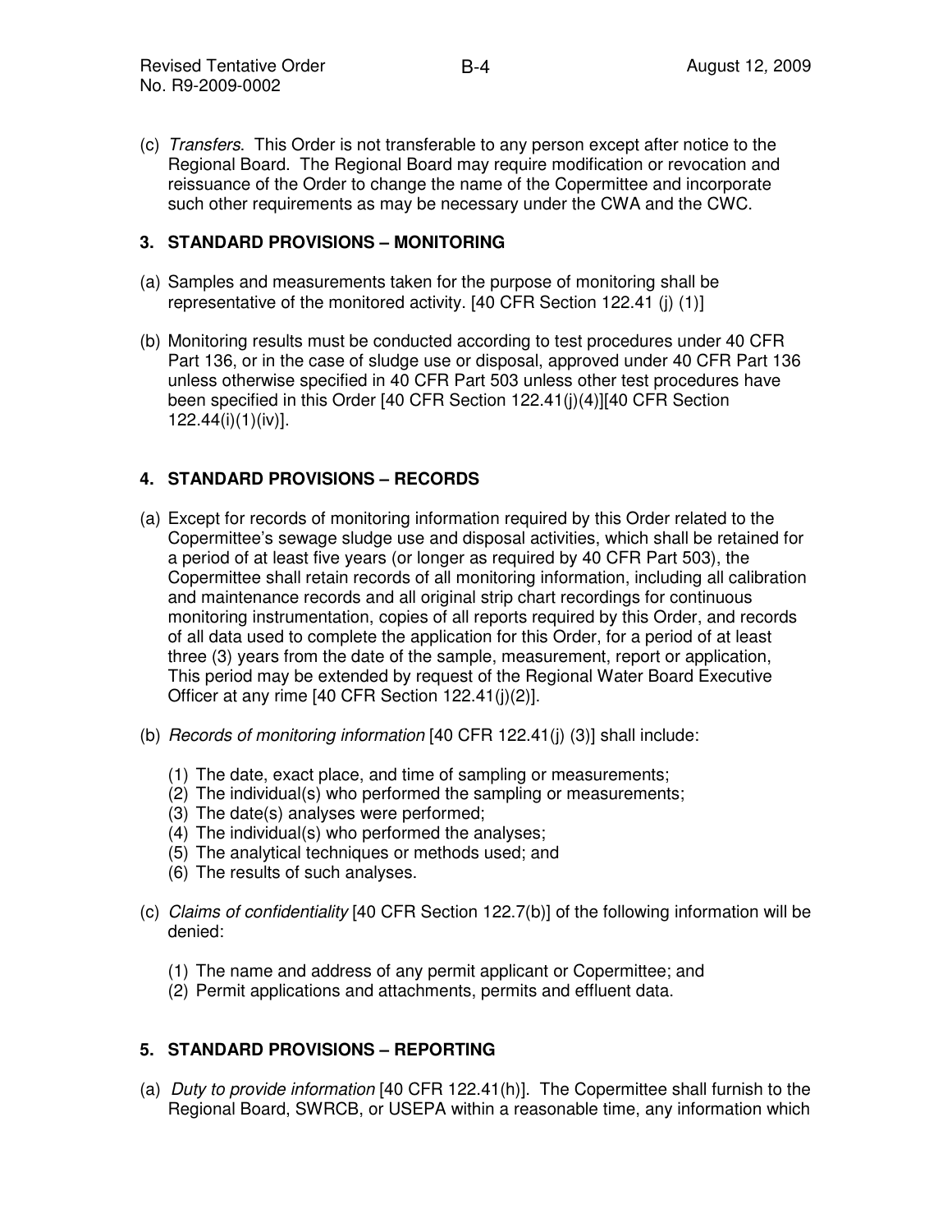(c) *Transfers*. This Order is not transferable to any person except after notice to the Regional Board. The Regional Board may require modification or revocation and reissuance of the Order to change the name of the Copermittee and incorporate such other requirements as may be necessary under the CWA and the CWC.

## 3. STANDARD PROVISIONS – MONITORING

(a) Samples and measurements taken for the purpose of monitoring shall be representative of the monitored activity. [40 CFR Section 122.41 (j) (1)]

(b) Monitoring results must be conducted according to test procedures under 40 CFR Part 136, or in the case of sludge use or disposal, approved under 40 CFR Part 136 unless otherwise specified in 40 CFR Part 503 unless other test procedures have been specified in this Order [40 CFR Section 122.41(j)(4)][40 CFR Section 122.44(i)(1)(iv)].

## 4. STANDARD PROVISIONS – RECORDS

(a) Except for records of monitoring information required by this Order related to the Copermittee's sewage sludge use and disposal activities, which shall be retained for a period of at least five years (or longer as required by 40 CFR Part 503), the Copermittee shall retain records of all monitoring information, including all calibration and maintenance records and all original strip chart recordings for continuous monitoring instrumentation, copies of all reports required by this Order, and records of all data used to complete the application for this Order, for a period of at least three (3) years from the date of the sample, measurement, report or application, This period may be extended by request of the Regional Water Board Executive Officer at any rime [40 CFR Section 122.41(j)(2)].

(b) *Records of monitoring information* [40 CFR 122.41(j) (3)] shall include:

   (1) The date, exact place, and time of sampling or measurements;
   (2) The individual(s) who performed the sampling or measurements;
   (3) The date(s) analyses were performed;
   (4) The individual(s) who performed the analyses;
   (5) The analytical techniques or methods used; and
   (6) The results of such analyses.

(c) *Claims of confidentiality* [40 CFR Section 122.7(b)] of the following information will be denied:

   (1) The name and address of any permit applicant or Copermittee; and
   (2) Permit applications and attachments, permits and effluent data.

## 5. STANDARD PROVISIONS – REPORTING

(a) *Duty to provide information* [40 CFR 122.41(h)]. The Copermittee shall furnish to the Regional Board, SWRCB, or USEPA within a reasonable time, any information which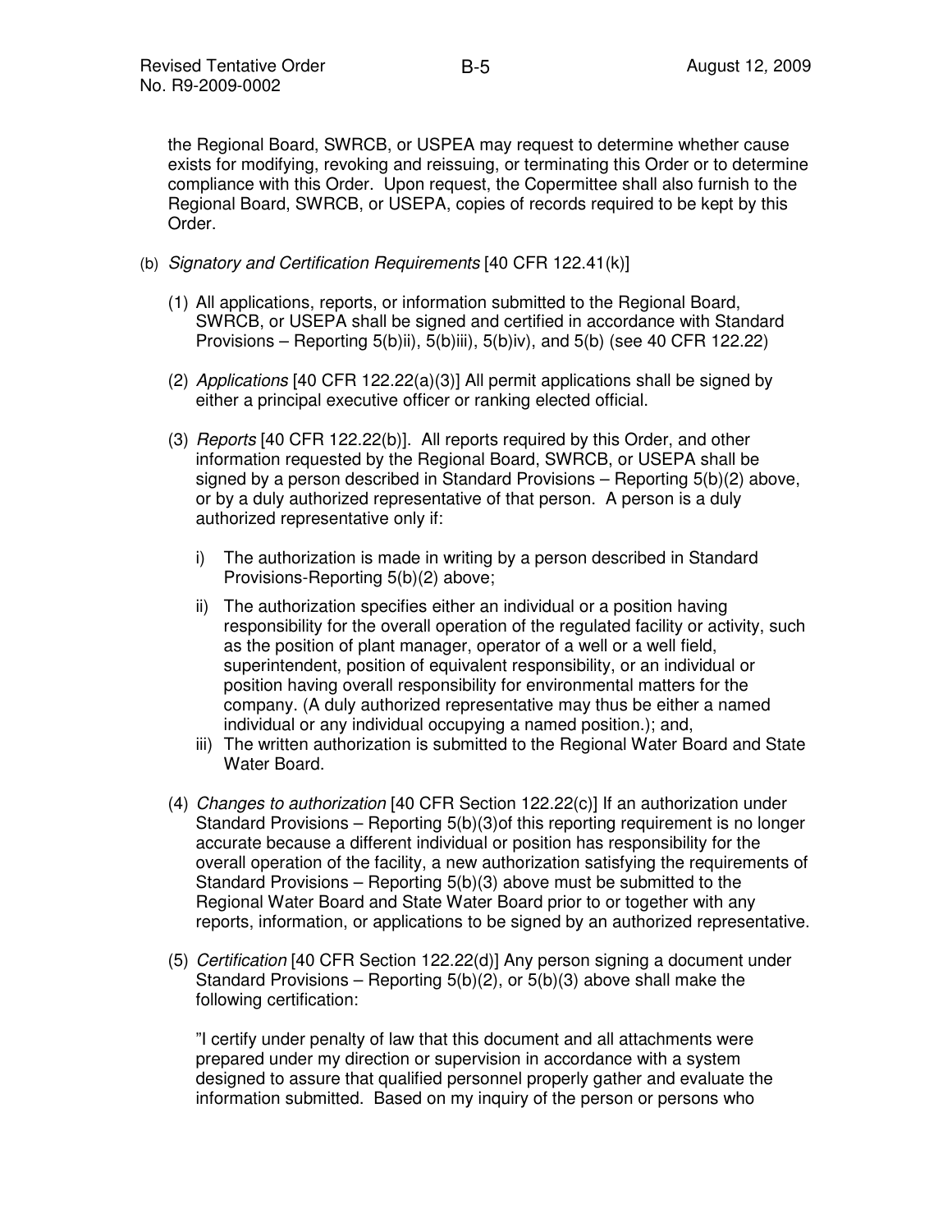the Regional Board, SWRCB, or USPEA may request to determine whether cause exists for modifying, revoking and reissuing, or terminating this Order or to determine compliance with this Order. Upon request, the Copermittee shall also furnish to the Regional Board, SWRCB, or USEPA, copies of records required to be kept by this Order.

(b) *Signatory and Certification Requirements* [40 CFR 122.41(k)]

(1) All applications, reports, or information submitted to the Regional Board, SWRCB, or USEPA shall be signed and certified in accordance with Standard Provisions – Reporting 5(b)ii), 5(b)iii), 5(b)iv), and 5(b) (see 40 CFR 122.22)

(2) *Applications* [40 CFR 122.22(a)(3)] All permit applications shall be signed by either a principal executive officer or ranking elected official.

(3) *Reports* [40 CFR 122.22(b)]. All reports required by this Order, and other information requested by the Regional Board, SWRCB, or USEPA shall be signed by a person described in Standard Provisions – Reporting 5(b)(2) above, or by a duly authorized representative of that person. A person is a duly authorized representative only if:

i) The authorization is made in writing by a person described in Standard Provisions-Reporting 5(b)(2) above;

ii) The authorization specifies either an individual or a position having responsibility for the overall operation of the regulated facility or activity, such as the position of plant manager, operator of a well or a well field, superintendent, position of equivalent responsibility, or an individual or position having overall responsibility for environmental matters for the company. (A duly authorized representative may thus be either a named individual or any individual occupying a named position.); and,

iii) The written authorization is submitted to the Regional Water Board and State Water Board.

(4) *Changes to authorization* [40 CFR Section 122.22(c)] If an authorization under Standard Provisions – Reporting 5(b)(3)of this reporting requirement is no longer accurate because a different individual or position has responsibility for the overall operation of the facility, a new authorization satisfying the requirements of Standard Provisions – Reporting 5(b)(3) above must be submitted to the Regional Water Board and State Water Board prior to or together with any reports, information, or applications to be signed by an authorized representative.

(5) *Certification* [40 CFR Section 122.22(d)] Any person signing a document under Standard Provisions – Reporting 5(b)(2), or 5(b)(3) above shall make the following certification:

"I certify under penalty of law that this document and all attachments were prepared under my direction or supervision in accordance with a system designed to assure that qualified personnel properly gather and evaluate the information submitted. Based on my inquiry of the person or persons who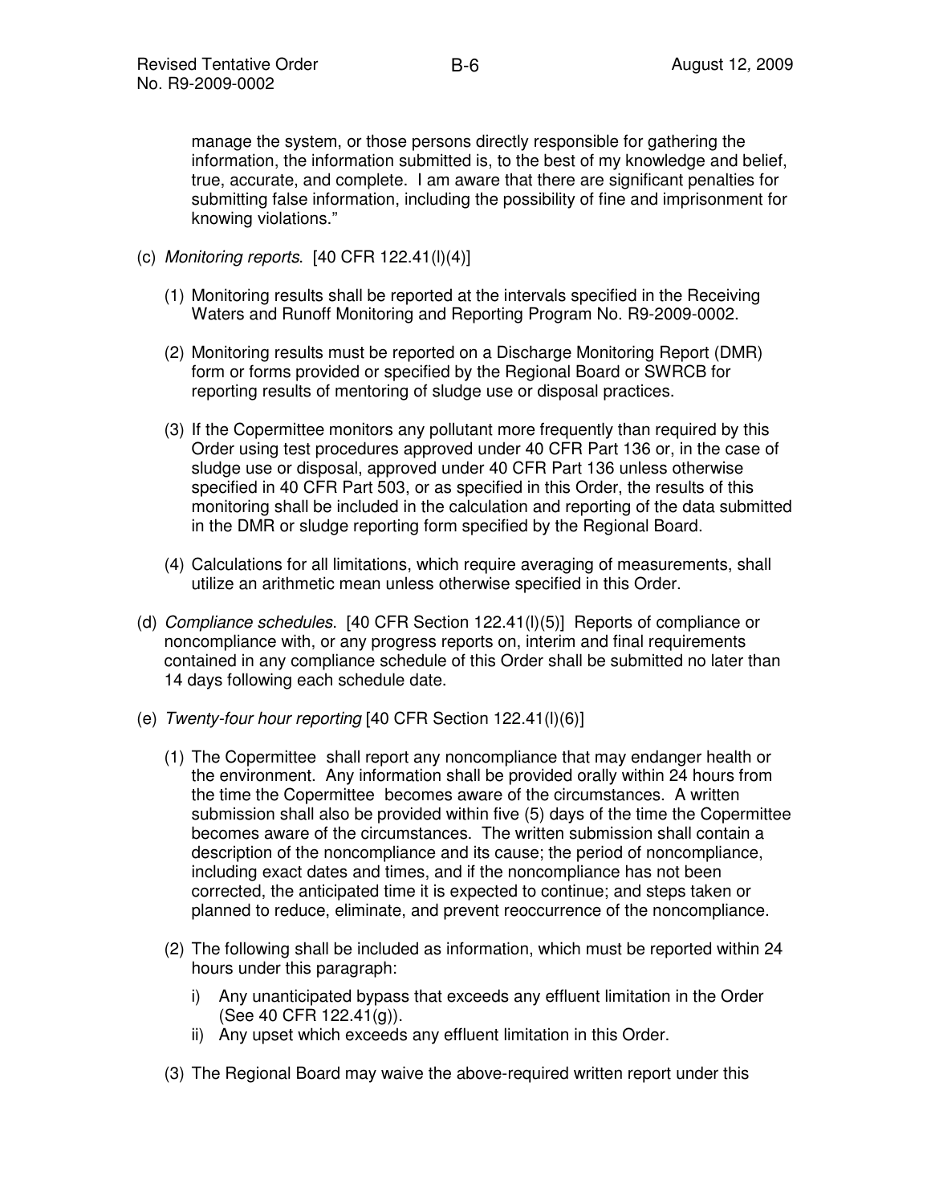manage the system, or those persons directly responsible for gathering the information, the information submitted is, to the best of my knowledge and belief, true, accurate, and complete. I am aware that there are significant penalties for submitting false information, including the possibility of fine and imprisonment for knowing violations."

(c) *Monitoring reports*. [40 CFR 122.41(l)(4)]

(1) Monitoring results shall be reported at the intervals specified in the Receiving Waters and Runoff Monitoring and Reporting Program No. R9-2009-0002.

(2) Monitoring results must be reported on a Discharge Monitoring Report (DMR) form or forms provided or specified by the Regional Board or SWRCB for reporting results of mentoring of sludge use or disposal practices.

(3) If the Copermittee monitors any pollutant more frequently than required by this Order using test procedures approved under 40 CFR Part 136 or, in the case of sludge use or disposal, approved under 40 CFR Part 136 unless otherwise specified in 40 CFR Part 503, or as specified in this Order, the results of this monitoring shall be included in the calculation and reporting of the data submitted in the DMR or sludge reporting form specified by the Regional Board.

(4) Calculations for all limitations, which require averaging of measurements, shall utilize an arithmetic mean unless otherwise specified in this Order.

(d) *Compliance schedules*. [40 CFR Section 122.41(l)(5)] Reports of compliance or noncompliance with, or any progress reports on, interim and final requirements contained in any compliance schedule of this Order shall be submitted no later than 14 days following each schedule date.

(e) *Twenty-four hour reporting* [40 CFR Section 122.41(l)(6)]

(1) The Copermittee shall report any noncompliance that may endanger health or the environment. Any information shall be provided orally within 24 hours from the time the Copermittee becomes aware of the circumstances. A written submission shall also be provided within five (5) days of the time the Copermittee becomes aware of the circumstances. The written submission shall contain a description of the noncompliance and its cause; the period of noncompliance, including exact dates and times, and if the noncompliance has not been corrected, the anticipated time it is expected to continue; and steps taken or planned to reduce, eliminate, and prevent reoccurrence of the noncompliance.

(2) The following shall be included as information, which must be reported within 24 hours under this paragraph:

i) Any unanticipated bypass that exceeds any effluent limitation in the Order (See 40 CFR 122.41(g)).

ii) Any upset which exceeds any effluent limitation in this Order.

(3) The Regional Board may waive the above-required written report under this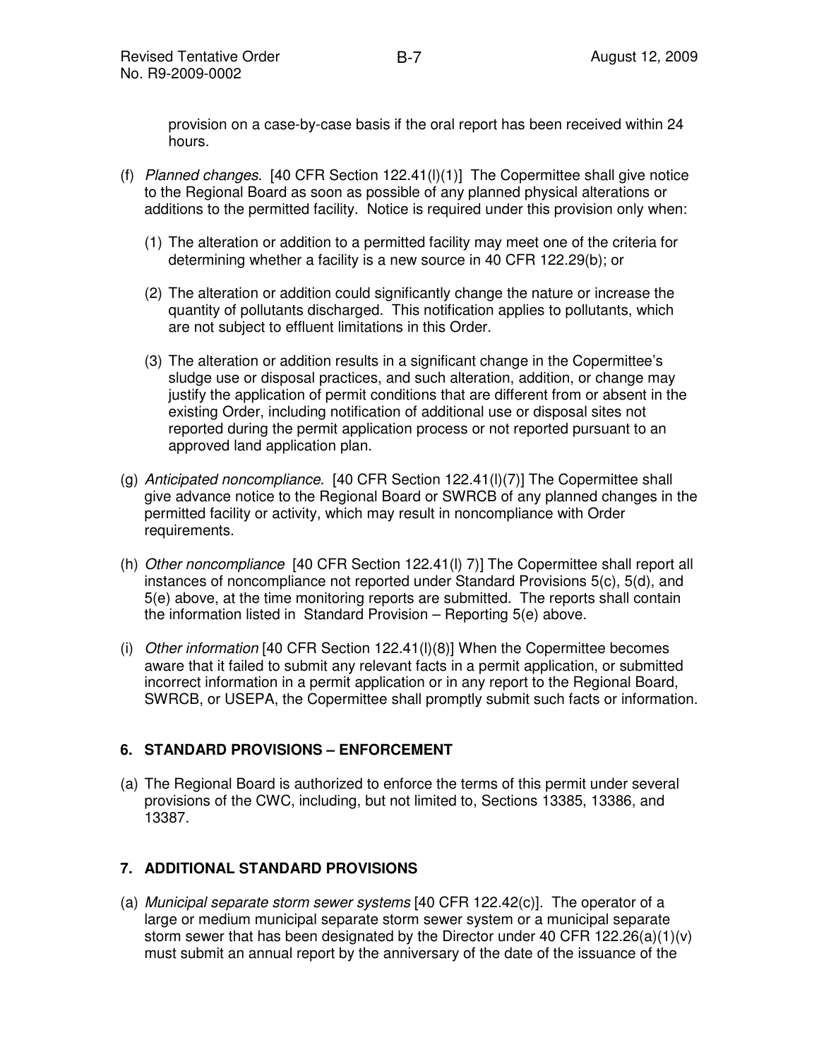provision on a case-by-case basis if the oral report has been received within 24 hours.

(f) *Planned changes*. [40 CFR Section 122.41(l)(1)] The Copermittee shall give notice to the Regional Board as soon as possible of any planned physical alterations or additions to the permitted facility. Notice is required under this provision only when:

  (1) The alteration or addition to a permitted facility may meet one of the criteria for determining whether a facility is a new source in 40 CFR 122.29(b); or

  (2) The alteration or addition could significantly change the nature or increase the quantity of pollutants discharged. This notification applies to pollutants, which are not subject to effluent limitations in this Order.

  (3) The alteration or addition results in a significant change in the Copermittee's sludge use or disposal practices, and such alteration, addition, or change may justify the application of permit conditions that are different from or absent in the existing Order, including notification of additional use or disposal sites not reported during the permit application process or not reported pursuant to an approved land application plan.

(g) *Anticipated noncompliance*. [40 CFR Section 122.41(l)(7)] The Copermittee shall give advance notice to the Regional Board or SWRCB of any planned changes in the permitted facility or activity, which may result in noncompliance with Order requirements.

(h) *Other noncompliance* [40 CFR Section 122.41(l) 7)] The Copermittee shall report all instances of noncompliance not reported under Standard Provisions 5(c), 5(d), and 5(e) above, at the time monitoring reports are submitted. The reports shall contain the information listed in Standard Provision – Reporting 5(e) above.

(i) *Other information* [40 CFR Section 122.41(l)(8)] When the Copermittee becomes aware that it failed to submit any relevant facts in a permit application, or submitted incorrect information in a permit application or in any report to the Regional Board, SWRCB, or USEPA, the Copermittee shall promptly submit such facts or information.

## 6. STANDARD PROVISIONS – ENFORCEMENT

(a) The Regional Board is authorized to enforce the terms of this permit under several provisions of the CWC, including, but not limited to, Sections 13385, 13386, and 13387.

## 7. ADDITIONAL STANDARD PROVISIONS

(a) *Municipal separate storm sewer systems* [40 CFR 122.42(c)]. The operator of a large or medium municipal separate storm sewer system or a municipal separate storm sewer that has been designated by the Director under 40 CFR 122.26(a)(1)(v) must submit an annual report by the anniversary of the date of the issuance of the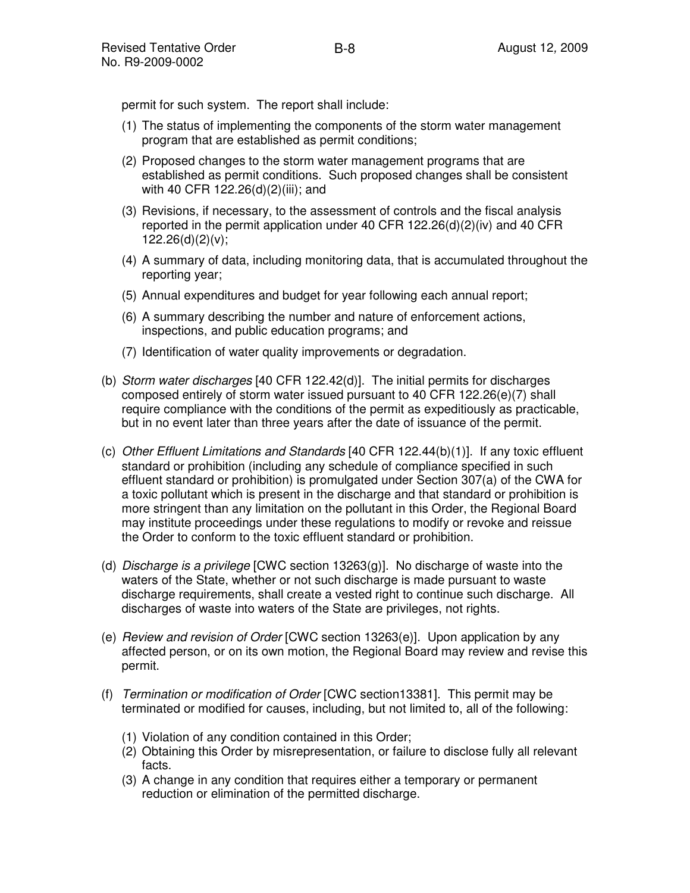permit for such system. The report shall include:

(1) The status of implementing the components of the storm water management program that are established as permit conditions;

(2) Proposed changes to the storm water management programs that are established as permit conditions. Such proposed changes shall be consistent with 40 CFR 122.26(d)(2)(iii); and

(3) Revisions, if necessary, to the assessment of controls and the fiscal analysis reported in the permit application under 40 CFR 122.26(d)(2)(iv) and 40 CFR 122.26(d)(2)(v);

(4) A summary of data, including monitoring data, that is accumulated throughout the reporting year;

(5) Annual expenditures and budget for year following each annual report;

(6) A summary describing the number and nature of enforcement actions, inspections, and public education programs; and

(7) Identification of water quality improvements or degradation.

(b) *Storm water discharges* [40 CFR 122.42(d)]. The initial permits for discharges composed entirely of storm water issued pursuant to 40 CFR 122.26(e)(7) shall require compliance with the conditions of the permit as expeditiously as practicable, but in no event later than three years after the date of issuance of the permit.

(c) *Other Effluent Limitations and Standards* [40 CFR 122.44(b)(1)]. If any toxic effluent standard or prohibition (including any schedule of compliance specified in such effluent standard or prohibition) is promulgated under Section 307(a) of the CWA for a toxic pollutant which is present in the discharge and that standard or prohibition is more stringent than any limitation on the pollutant in this Order, the Regional Board may institute proceedings under these regulations to modify or revoke and reissue the Order to conform to the toxic effluent standard or prohibition.

(d) *Discharge is a privilege* [CWC section 13263(g)]. No discharge of waste into the waters of the State, whether or not such discharge is made pursuant to waste discharge requirements, shall create a vested right to continue such discharge. All discharges of waste into waters of the State are privileges, not rights.

(e) *Review and revision of Order* [CWC section 13263(e)]. Upon application by any affected person, or on its own motion, the Regional Board may review and revise this permit.

(f) *Termination or modification of Order* [CWC section13381]. This permit may be terminated or modified for causes, including, but not limited to, all of the following:

(1) Violation of any condition contained in this Order;
(2) Obtaining this Order by misrepresentation, or failure to disclose fully all relevant facts.
(3) A change in any condition that requires either a temporary or permanent reduction or elimination of the permitted discharge.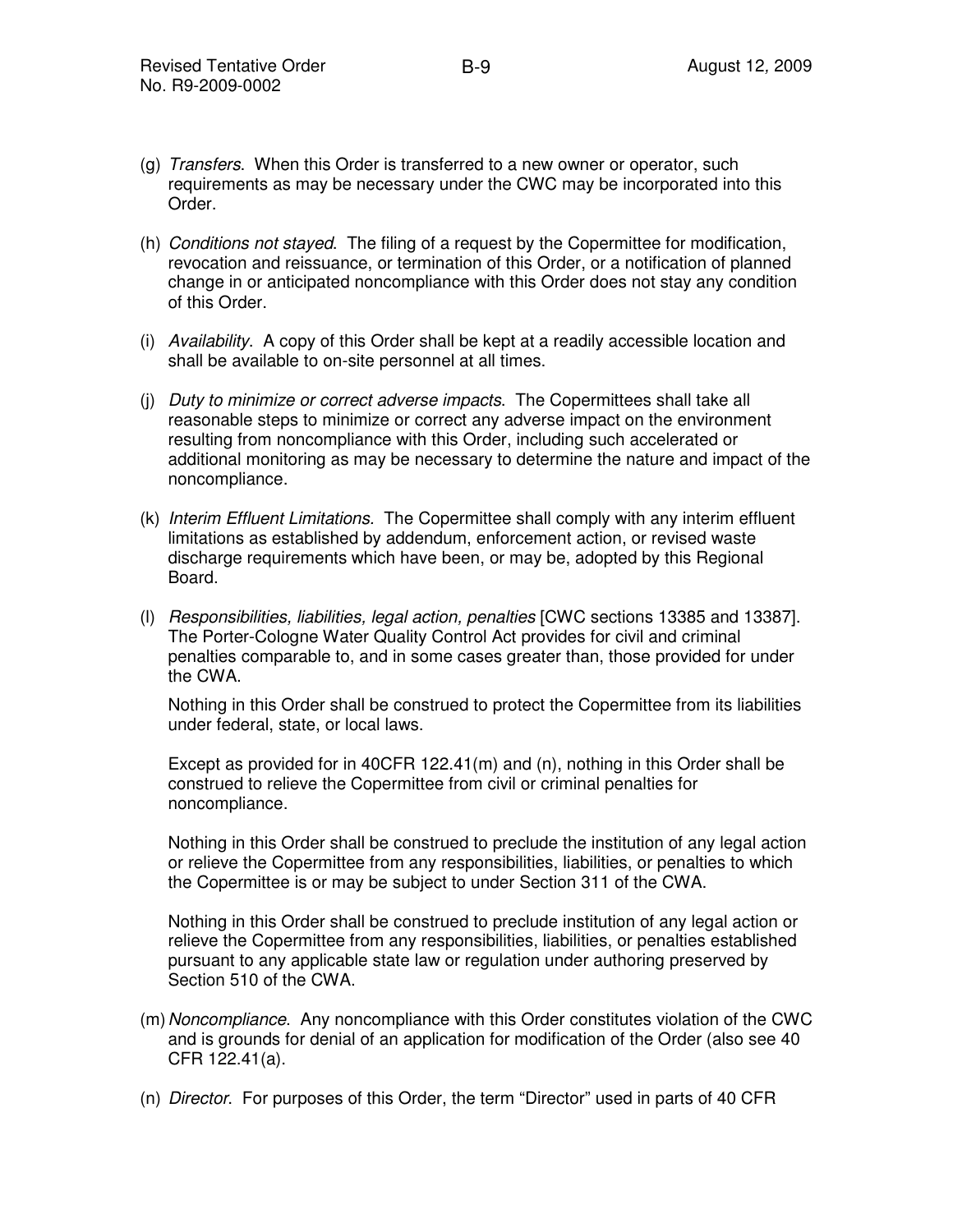(g) *Transfers*. When this Order is transferred to a new owner or operator, such requirements as may be necessary under the CWC may be incorporated into this Order.

(h) *Conditions not stayed*. The filing of a request by the Copermittee for modification, revocation and reissuance, or termination of this Order, or a notification of planned change in or anticipated noncompliance with this Order does not stay any condition of this Order.

(i) *Availability*. A copy of this Order shall be kept at a readily accessible location and shall be available to on-site personnel at all times.

(j) *Duty to minimize or correct adverse impacts*. The Copermittees shall take all reasonable steps to minimize or correct any adverse impact on the environment resulting from noncompliance with this Order, including such accelerated or additional monitoring as may be necessary to determine the nature and impact of the noncompliance.

(k) *Interim Effluent Limitations.* The Copermittee shall comply with any interim effluent limitations as established by addendum, enforcement action, or revised waste discharge requirements which have been, or may be, adopted by this Regional Board.

(l) *Responsibilities, liabilities, legal action, penalties* [CWC sections 13385 and 13387]. The Porter-Cologne Water Quality Control Act provides for civil and criminal penalties comparable to, and in some cases greater than, those provided for under the CWA.

   Nothing in this Order shall be construed to protect the Copermittee from its liabilities under federal, state, or local laws.

   Except as provided for in 40CFR 122.41(m) and (n), nothing in this Order shall be construed to relieve the Copermittee from civil or criminal penalties for noncompliance.

   Nothing in this Order shall be construed to preclude the institution of any legal action or relieve the Copermittee from any responsibilities, liabilities, or penalties to which the Copermittee is or may be subject to under Section 311 of the CWA.

   Nothing in this Order shall be construed to preclude institution of any legal action or relieve the Copermittee from any responsibilities, liabilities, or penalties established pursuant to any applicable state law or regulation under authoring preserved by Section 510 of the CWA.

(m) *Noncompliance*. Any noncompliance with this Order constitutes violation of the CWC and is grounds for denial of an application for modification of the Order (also see 40 CFR 122.41(a).

(n) *Director*. For purposes of this Order, the term "Director" used in parts of 40 CFR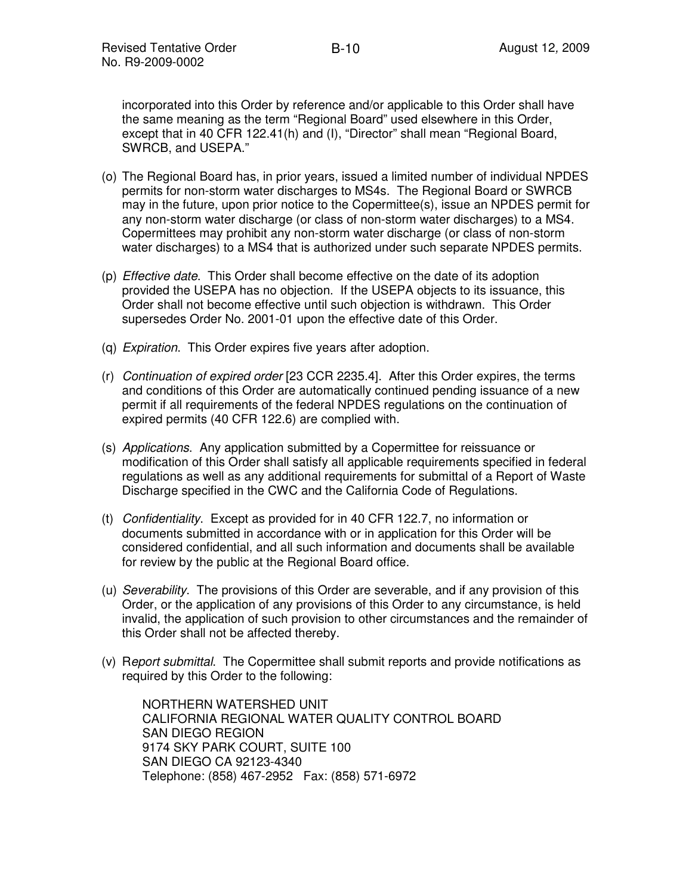incorporated into this Order by reference and/or applicable to this Order shall have the same meaning as the term "Regional Board" used elsewhere in this Order, except that in 40 CFR 122.41(h) and (l), "Director" shall mean "Regional Board, SWRCB, and USEPA."

(o) The Regional Board has, in prior years, issued a limited number of individual NPDES permits for non-storm water discharges to MS4s. The Regional Board or SWRCB may in the future, upon prior notice to the Copermittee(s), issue an NPDES permit for any non-storm water discharge (or class of non-storm water discharges) to a MS4. Copermittees may prohibit any non-storm water discharge (or class of non-storm water discharges) to a MS4 that is authorized under such separate NPDES permits.

(p) *Effective date*. This Order shall become effective on the date of its adoption provided the USEPA has no objection. If the USEPA objects to its issuance, this Order shall not become effective until such objection is withdrawn. This Order supersedes Order No. 2001-01 upon the effective date of this Order.

(q) *Expiration*. This Order expires five years after adoption.

(r) *Continuation of expired order* [23 CCR 2235.4]. After this Order expires, the terms and conditions of this Order are automatically continued pending issuance of a new permit if all requirements of the federal NPDES regulations on the continuation of expired permits (40 CFR 122.6) are complied with.

(s) *Applications*. Any application submitted by a Copermittee for reissuance or modification of this Order shall satisfy all applicable requirements specified in federal regulations as well as any additional requirements for submittal of a Report of Waste Discharge specified in the CWC and the California Code of Regulations.

(t) *Confidentiality*. Except as provided for in 40 CFR 122.7, no information or documents submitted in accordance with or in application for this Order will be considered confidential, and all such information and documents shall be available for review by the public at the Regional Board office.

(u) *Severability*. The provisions of this Order are severable, and if any provision of this Order, or the application of any provisions of this Order to any circumstance, is held invalid, the application of such provision to other circumstances and the remainder of this Order shall not be affected thereby.

(v) R*eport submittal*. The Copermittee shall submit reports and provide notifications as required by this Order to the following:

NORTHERN WATERSHED UNIT
CALIFORNIA REGIONAL WATER QUALITY CONTROL BOARD
SAN DIEGO REGION
9174 SKY PARK COURT, SUITE 100
SAN DIEGO CA 92123-4340
Telephone: (858) 467-2952 Fax: (858) 571-6972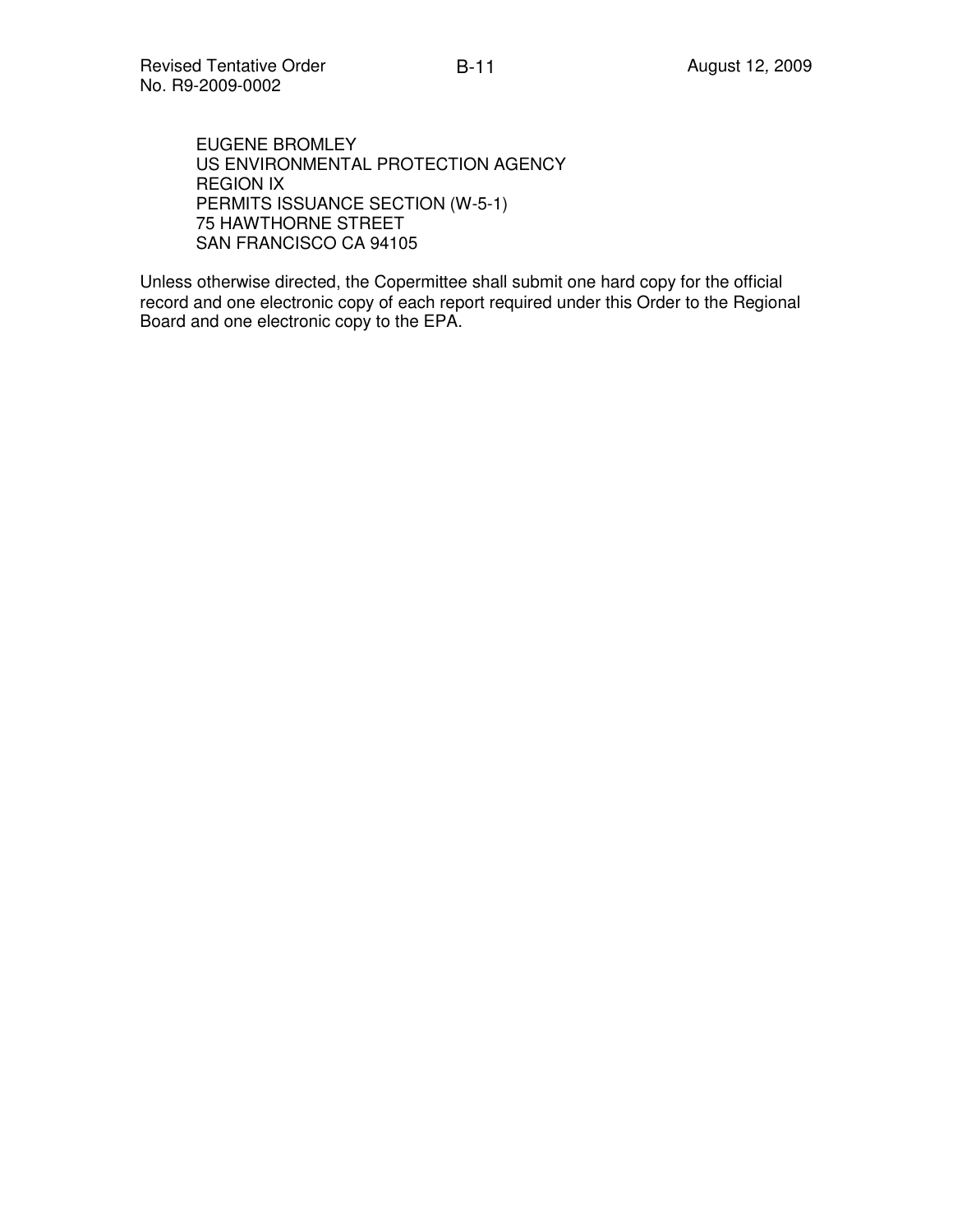EUGENE BROMLEY
US ENVIRONMENTAL PROTECTION AGENCY
REGION IX
PERMITS ISSUANCE SECTION (W-5-1)
75 HAWTHORNE STREET
SAN FRANCISCO CA 94105

Unless otherwise directed, the Copermittee shall submit one hard copy for the official record and one electronic copy of each report required under this Order to the Regional Board and one electronic copy to the EPA.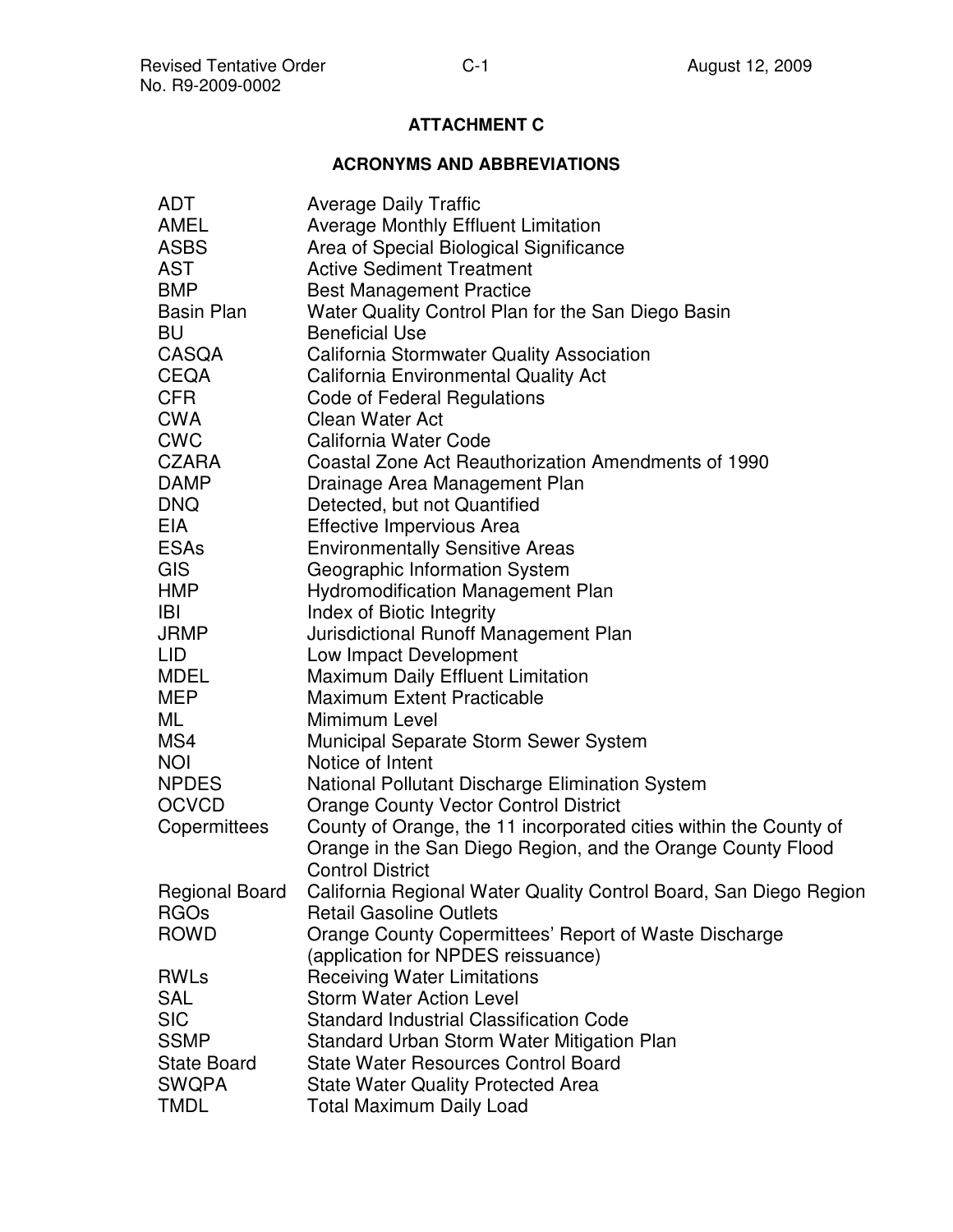## ATTACHMENT C

## ACRONYMS AND ABBREVIATIONS

| | |
|---|---|
| ADT | Average Daily Traffic |
| AMEL | Average Monthly Effluent Limitation |
| ASBS | Area of Special Biological Significance |
| AST | Active Sediment Treatment |
| BMP | Best Management Practice |
| Basin Plan | Water Quality Control Plan for the San Diego Basin |
| BU | Beneficial Use |
| CASQA | California Stormwater Quality Association |
| CEQA | California Environmental Quality Act |
| CFR | Code of Federal Regulations |
| CWA | Clean Water Act |
| CWC | California Water Code |
| CZARA | Coastal Zone Act Reauthorization Amendments of 1990 |
| DAMP | Drainage Area Management Plan |
| DNQ | Detected, but not Quantified |
| EIA | Effective Impervious Area |
| ESAs | Environmentally Sensitive Areas |
| GIS | Geographic Information System |
| HMP | Hydromodification Management Plan |
| IBI | Index of Biotic Integrity |
| JRMP | Jurisdictional Runoff Management Plan |
| LID | Low Impact Development |
| MDEL | Maximum Daily Effluent Limitation |
| MEP | Maximum Extent Practicable |
| ML | Mimimum Level |
| MS4 | Municipal Separate Storm Sewer System |
| NOI | Notice of Intent |
| NPDES | National Pollutant Discharge Elimination System |
| OCVCD | Orange County Vector Control District |
| Copermittees | County of Orange, the 11 incorporated cities within the County of Orange in the San Diego Region, and the Orange County Flood Control District |
| Regional Board | California Regional Water Quality Control Board, San Diego Region |
| RGOs | Retail Gasoline Outlets |
| ROWD | Orange County Copermittees' Report of Waste Discharge (application for NPDES reissuance) |
| RWLs | Receiving Water Limitations |
| SAL | Storm Water Action Level |
| SIC | Standard Industrial Classification Code |
| SSMP | Standard Urban Storm Water Mitigation Plan |
| State Board | State Water Resources Control Board |
| SWQPA | State Water Quality Protected Area |
| TMDL | Total Maximum Daily Load |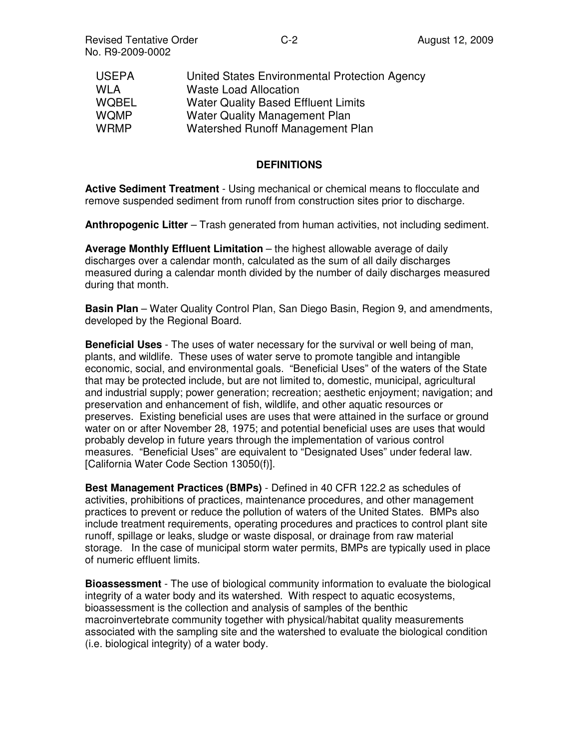| | |
|---|---|
| USEPA | United States Environmental Protection Agency |
| WLA | Waste Load Allocation |
| WQBEL | Water Quality Based Effluent Limits |
| WQMP | Water Quality Management Plan |
| WRMP | Watershed Runoff Management Plan |

## DEFINITIONS

**Active Sediment Treatment** - Using mechanical or chemical means to flocculate and remove suspended sediment from runoff from construction sites prior to discharge.

**Anthropogenic Litter** – Trash generated from human activities, not including sediment.

**Average Monthly Effluent Limitation** – the highest allowable average of daily discharges over a calendar month, calculated as the sum of all daily discharges measured during a calendar month divided by the number of daily discharges measured during that month.

**Basin Plan** – Water Quality Control Plan, San Diego Basin, Region 9, and amendments, developed by the Regional Board.

**Beneficial Uses** - The uses of water necessary for the survival or well being of man, plants, and wildlife. These uses of water serve to promote tangible and intangible economic, social, and environmental goals. "Beneficial Uses" of the waters of the State that may be protected include, but are not limited to, domestic, municipal, agricultural and industrial supply; power generation; recreation; aesthetic enjoyment; navigation; and preservation and enhancement of fish, wildlife, and other aquatic resources or preserves. Existing beneficial uses are uses that were attained in the surface or ground water on or after November 28, 1975; and potential beneficial uses are uses that would probably develop in future years through the implementation of various control measures. "Beneficial Uses" are equivalent to "Designated Uses" under federal law. [California Water Code Section 13050(f)].

**Best Management Practices (BMPs)** - Defined in 40 CFR 122.2 as schedules of activities, prohibitions of practices, maintenance procedures, and other management practices to prevent or reduce the pollution of waters of the United States. BMPs also include treatment requirements, operating procedures and practices to control plant site runoff, spillage or leaks, sludge or waste disposal, or drainage from raw material storage. In the case of municipal storm water permits, BMPs are typically used in place of numeric effluent limits.

**Bioassessment** - The use of biological community information to evaluate the biological integrity of a water body and its watershed. With respect to aquatic ecosystems, bioassessment is the collection and analysis of samples of the benthic macroinvertebrate community together with physical/habitat quality measurements associated with the sampling site and the watershed to evaluate the biological condition (i.e. biological integrity) of a water body.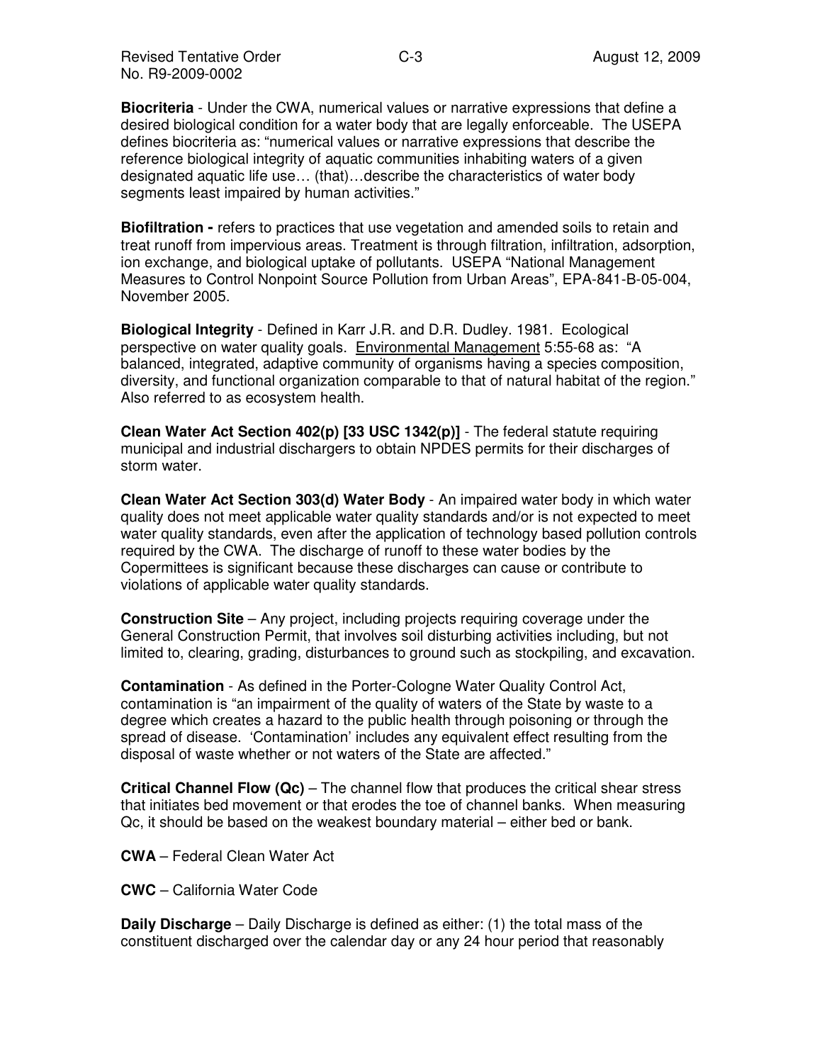**Biocriteria** - Under the CWA, numerical values or narrative expressions that define a desired biological condition for a water body that are legally enforceable. The USEPA defines biocriteria as: "numerical values or narrative expressions that describe the reference biological integrity of aquatic communities inhabiting waters of a given designated aquatic life use… (that)…describe the characteristics of water body segments least impaired by human activities."

**Biofiltration -** refers to practices that use vegetation and amended soils to retain and treat runoff from impervious areas. Treatment is through filtration, infiltration, adsorption, ion exchange, and biological uptake of pollutants. USEPA "National Management Measures to Control Nonpoint Source Pollution from Urban Areas", EPA-841-B-05-004, November 2005.

**Biological Integrity** - Defined in Karr J.R. and D.R. Dudley. 1981. Ecological perspective on water quality goals. Environmental Management 5:55-68 as: "A balanced, integrated, adaptive community of organisms having a species composition, diversity, and functional organization comparable to that of natural habitat of the region." Also referred to as ecosystem health.

**Clean Water Act Section 402(p) [33 USC 1342(p)]** - The federal statute requiring municipal and industrial dischargers to obtain NPDES permits for their discharges of storm water.

**Clean Water Act Section 303(d) Water Body** - An impaired water body in which water quality does not meet applicable water quality standards and/or is not expected to meet water quality standards, even after the application of technology based pollution controls required by the CWA. The discharge of runoff to these water bodies by the Copermittees is significant because these discharges can cause or contribute to violations of applicable water quality standards.

**Construction Site** – Any project, including projects requiring coverage under the General Construction Permit, that involves soil disturbing activities including, but not limited to, clearing, grading, disturbances to ground such as stockpiling, and excavation.

**Contamination** - As defined in the Porter-Cologne Water Quality Control Act, contamination is "an impairment of the quality of waters of the State by waste to a degree which creates a hazard to the public health through poisoning or through the spread of disease. 'Contamination' includes any equivalent effect resulting from the disposal of waste whether or not waters of the State are affected."

**Critical Channel Flow (Qc)** – The channel flow that produces the critical shear stress that initiates bed movement or that erodes the toe of channel banks. When measuring Qc, it should be based on the weakest boundary material – either bed or bank.

**CWA** – Federal Clean Water Act

**CWC** – California Water Code

**Daily Discharge** – Daily Discharge is defined as either: (1) the total mass of the constituent discharged over the calendar day or any 24 hour period that reasonably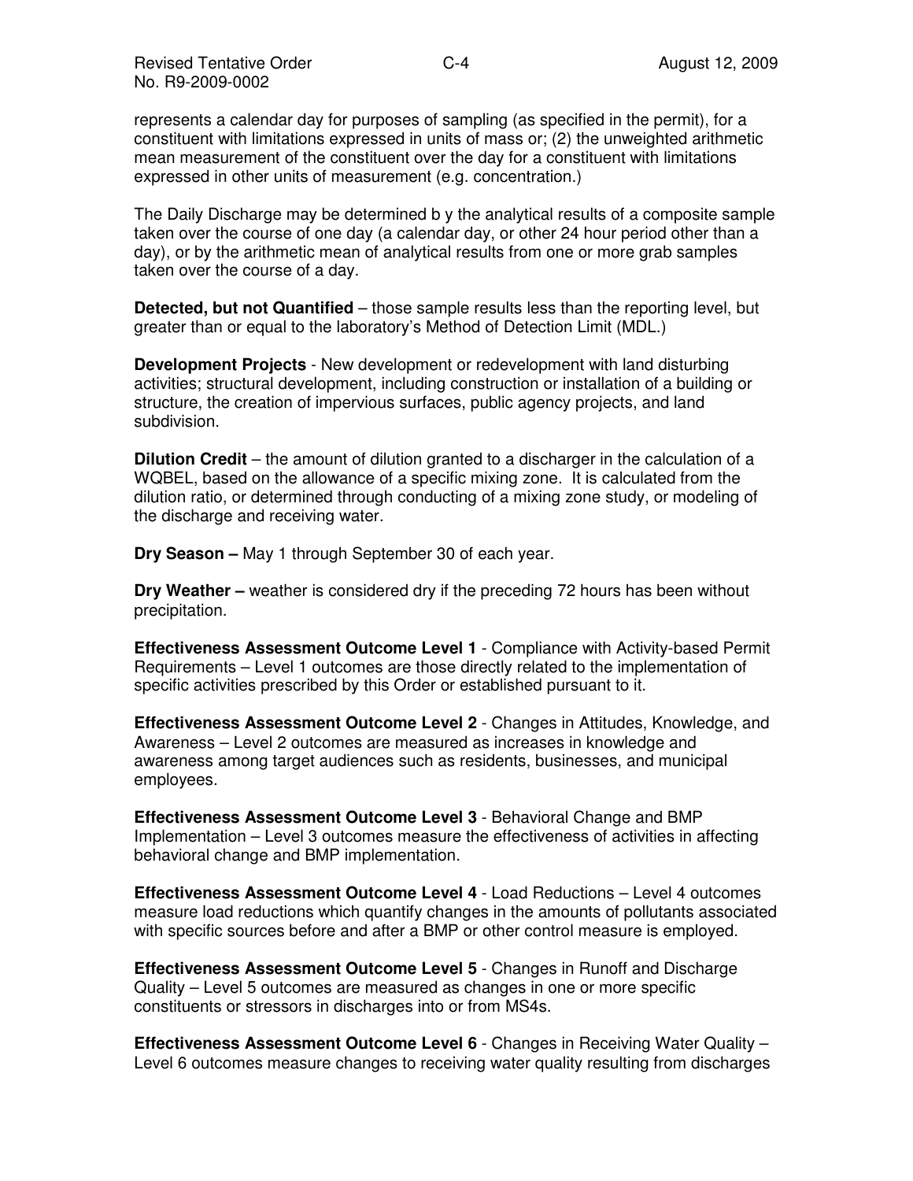represents a calendar day for purposes of sampling (as specified in the permit), for a constituent with limitations expressed in units of mass or; (2) the unweighted arithmetic mean measurement of the constituent over the day for a constituent with limitations expressed in other units of measurement (e.g. concentration.)

The Daily Discharge may be determined b y the analytical results of a composite sample taken over the course of one day (a calendar day, or other 24 hour period other than a day), or by the arithmetic mean of analytical results from one or more grab samples taken over the course of a day.

**Detected, but not Quantified** – those sample results less than the reporting level, but greater than or equal to the laboratory's Method of Detection Limit (MDL.)

**Development Projects** - New development or redevelopment with land disturbing activities; structural development, including construction or installation of a building or structure, the creation of impervious surfaces, public agency projects, and land subdivision.

**Dilution Credit** – the amount of dilution granted to a discharger in the calculation of a WQBEL, based on the allowance of a specific mixing zone. It is calculated from the dilution ratio, or determined through conducting of a mixing zone study, or modeling of the discharge and receiving water.

**Dry Season –** May 1 through September 30 of each year.

**Dry Weather –** weather is considered dry if the preceding 72 hours has been without precipitation.

**Effectiveness Assessment Outcome Level 1** - Compliance with Activity-based Permit Requirements – Level 1 outcomes are those directly related to the implementation of specific activities prescribed by this Order or established pursuant to it.

**Effectiveness Assessment Outcome Level 2** - Changes in Attitudes, Knowledge, and Awareness – Level 2 outcomes are measured as increases in knowledge and awareness among target audiences such as residents, businesses, and municipal employees.

**Effectiveness Assessment Outcome Level 3** - Behavioral Change and BMP Implementation – Level 3 outcomes measure the effectiveness of activities in affecting behavioral change and BMP implementation.

**Effectiveness Assessment Outcome Level 4** - Load Reductions – Level 4 outcomes measure load reductions which quantify changes in the amounts of pollutants associated with specific sources before and after a BMP or other control measure is employed.

**Effectiveness Assessment Outcome Level 5** - Changes in Runoff and Discharge Quality – Level 5 outcomes are measured as changes in one or more specific constituents or stressors in discharges into or from MS4s.

**Effectiveness Assessment Outcome Level 6** - Changes in Receiving Water Quality – Level 6 outcomes measure changes to receiving water quality resulting from discharges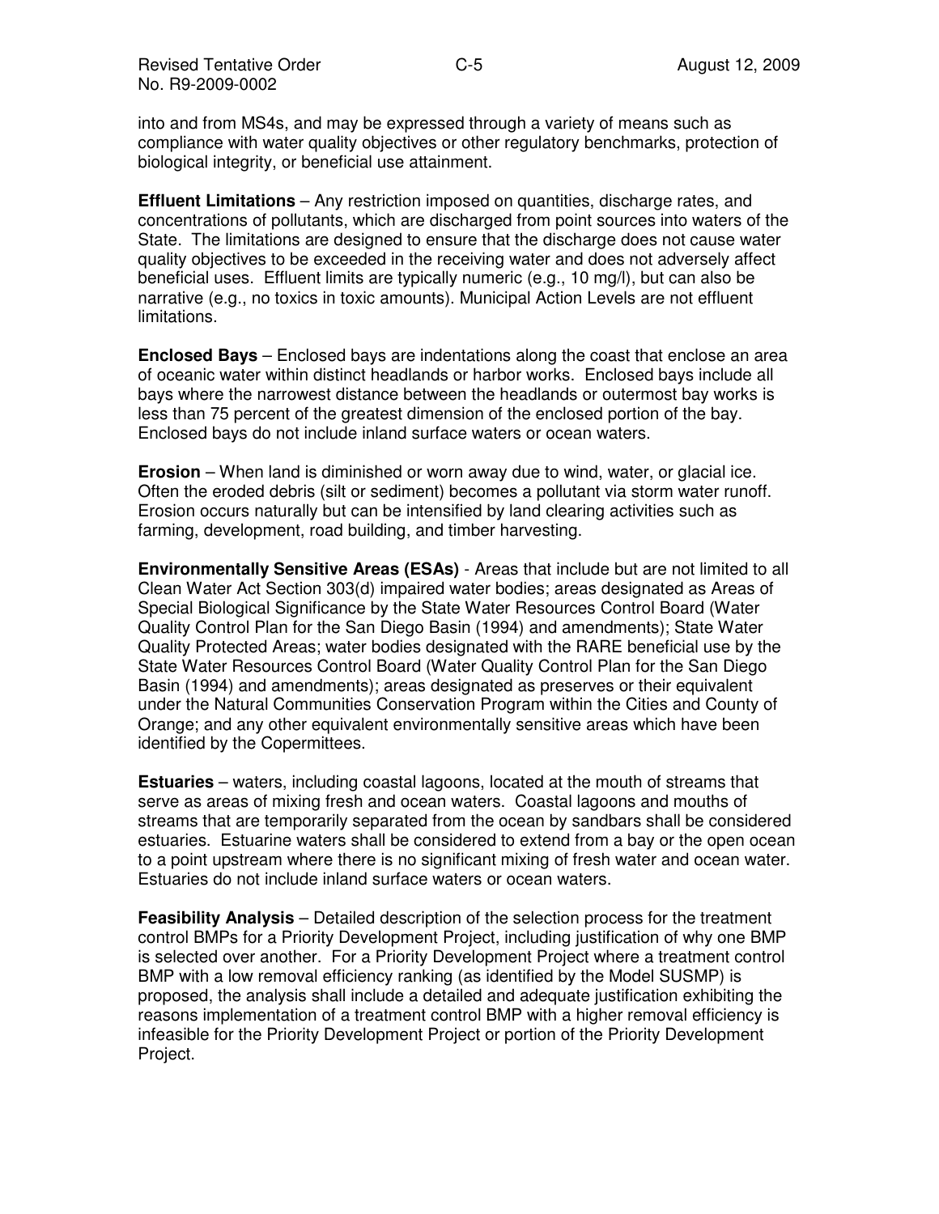into and from MS4s, and may be expressed through a variety of means such as compliance with water quality objectives or other regulatory benchmarks, protection of biological integrity, or beneficial use attainment.

**Effluent Limitations** – Any restriction imposed on quantities, discharge rates, and concentrations of pollutants, which are discharged from point sources into waters of the State. The limitations are designed to ensure that the discharge does not cause water quality objectives to be exceeded in the receiving water and does not adversely affect beneficial uses. Effluent limits are typically numeric (e.g., 10 mg/l), but can also be narrative (e.g., no toxics in toxic amounts). Municipal Action Levels are not effluent limitations.

**Enclosed Bays** – Enclosed bays are indentations along the coast that enclose an area of oceanic water within distinct headlands or harbor works. Enclosed bays include all bays where the narrowest distance between the headlands or outermost bay works is less than 75 percent of the greatest dimension of the enclosed portion of the bay. Enclosed bays do not include inland surface waters or ocean waters.

**Erosion** – When land is diminished or worn away due to wind, water, or glacial ice. Often the eroded debris (silt or sediment) becomes a pollutant via storm water runoff. Erosion occurs naturally but can be intensified by land clearing activities such as farming, development, road building, and timber harvesting.

**Environmentally Sensitive Areas (ESAs)** - Areas that include but are not limited to all Clean Water Act Section 303(d) impaired water bodies; areas designated as Areas of Special Biological Significance by the State Water Resources Control Board (Water Quality Control Plan for the San Diego Basin (1994) and amendments); State Water Quality Protected Areas; water bodies designated with the RARE beneficial use by the State Water Resources Control Board (Water Quality Control Plan for the San Diego Basin (1994) and amendments); areas designated as preserves or their equivalent under the Natural Communities Conservation Program within the Cities and County of Orange; and any other equivalent environmentally sensitive areas which have been identified by the Copermittees.

**Estuaries** – waters, including coastal lagoons, located at the mouth of streams that serve as areas of mixing fresh and ocean waters. Coastal lagoons and mouths of streams that are temporarily separated from the ocean by sandbars shall be considered estuaries. Estuarine waters shall be considered to extend from a bay or the open ocean to a point upstream where there is no significant mixing of fresh water and ocean water. Estuaries do not include inland surface waters or ocean waters.

**Feasibility Analysis** – Detailed description of the selection process for the treatment control BMPs for a Priority Development Project, including justification of why one BMP is selected over another. For a Priority Development Project where a treatment control BMP with a low removal efficiency ranking (as identified by the Model SUSMP) is proposed, the analysis shall include a detailed and adequate justification exhibiting the reasons implementation of a treatment control BMP with a higher removal efficiency is infeasible for the Priority Development Project or portion of the Priority Development Project.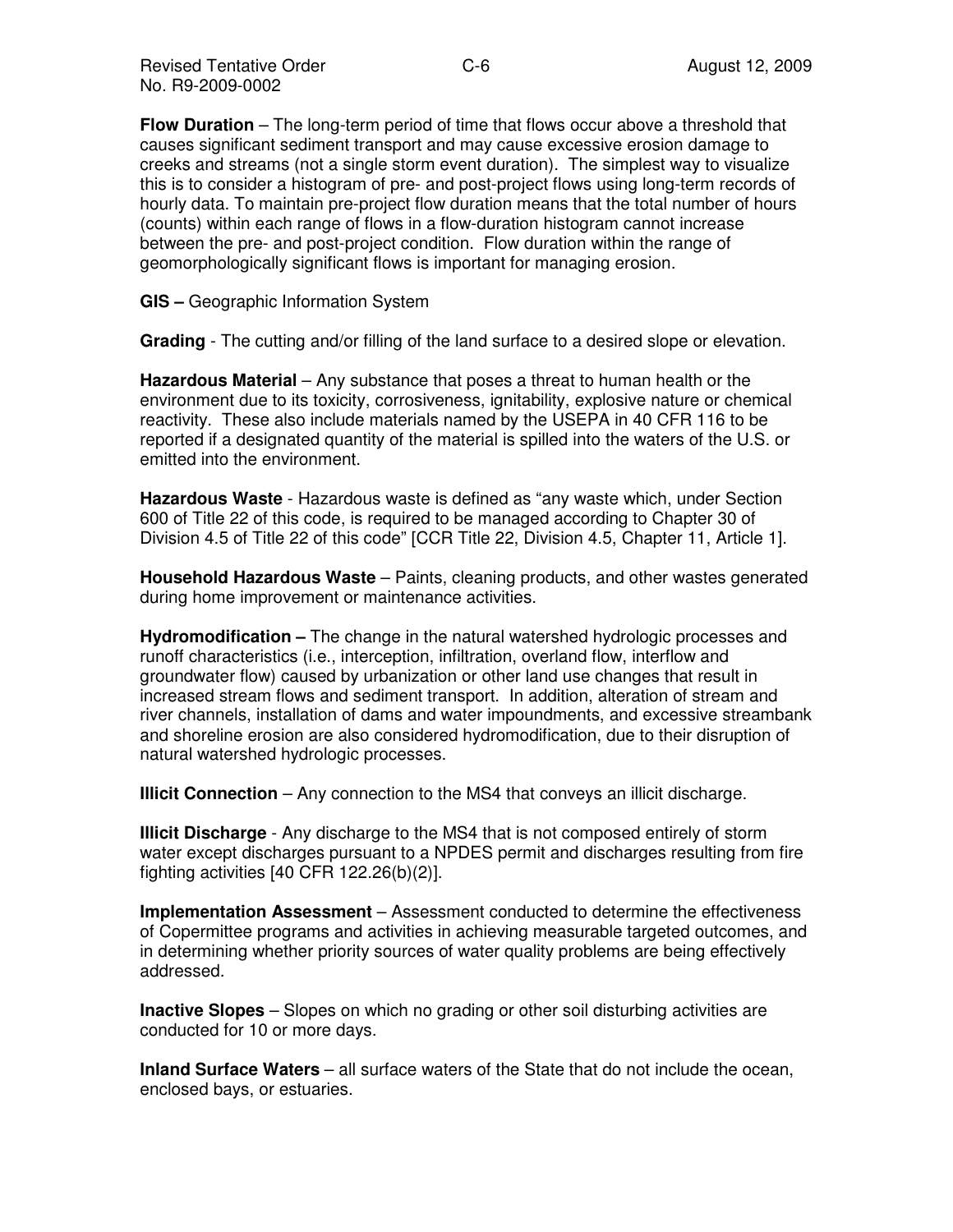**Flow Duration** – The long-term period of time that flows occur above a threshold that causes significant sediment transport and may cause excessive erosion damage to creeks and streams (not a single storm event duration). The simplest way to visualize this is to consider a histogram of pre- and post-project flows using long-term records of hourly data. To maintain pre-project flow duration means that the total number of hours (counts) within each range of flows in a flow-duration histogram cannot increase between the pre- and post-project condition. Flow duration within the range of geomorphologically significant flows is important for managing erosion.

**GIS –** Geographic Information System

**Grading** - The cutting and/or filling of the land surface to a desired slope or elevation.

**Hazardous Material** – Any substance that poses a threat to human health or the environment due to its toxicity, corrosiveness, ignitability, explosive nature or chemical reactivity. These also include materials named by the USEPA in 40 CFR 116 to be reported if a designated quantity of the material is spilled into the waters of the U.S. or emitted into the environment.

**Hazardous Waste** - Hazardous waste is defined as "any waste which, under Section 600 of Title 22 of this code, is required to be managed according to Chapter 30 of Division 4.5 of Title 22 of this code" [CCR Title 22, Division 4.5, Chapter 11, Article 1].

**Household Hazardous Waste** – Paints, cleaning products, and other wastes generated during home improvement or maintenance activities.

**Hydromodification –** The change in the natural watershed hydrologic processes and runoff characteristics (i.e., interception, infiltration, overland flow, interflow and groundwater flow) caused by urbanization or other land use changes that result in increased stream flows and sediment transport. In addition, alteration of stream and river channels, installation of dams and water impoundments, and excessive streambank and shoreline erosion are also considered hydromodification, due to their disruption of natural watershed hydrologic processes.

**Illicit Connection** – Any connection to the MS4 that conveys an illicit discharge.

**Illicit Discharge** - Any discharge to the MS4 that is not composed entirely of storm water except discharges pursuant to a NPDES permit and discharges resulting from fire fighting activities [40 CFR 122.26(b)(2)].

**Implementation Assessment** – Assessment conducted to determine the effectiveness of Copermittee programs and activities in achieving measurable targeted outcomes, and in determining whether priority sources of water quality problems are being effectively addressed.

**Inactive Slopes** – Slopes on which no grading or other soil disturbing activities are conducted for 10 or more days.

**Inland Surface Waters** – all surface waters of the State that do not include the ocean, enclosed bays, or estuaries.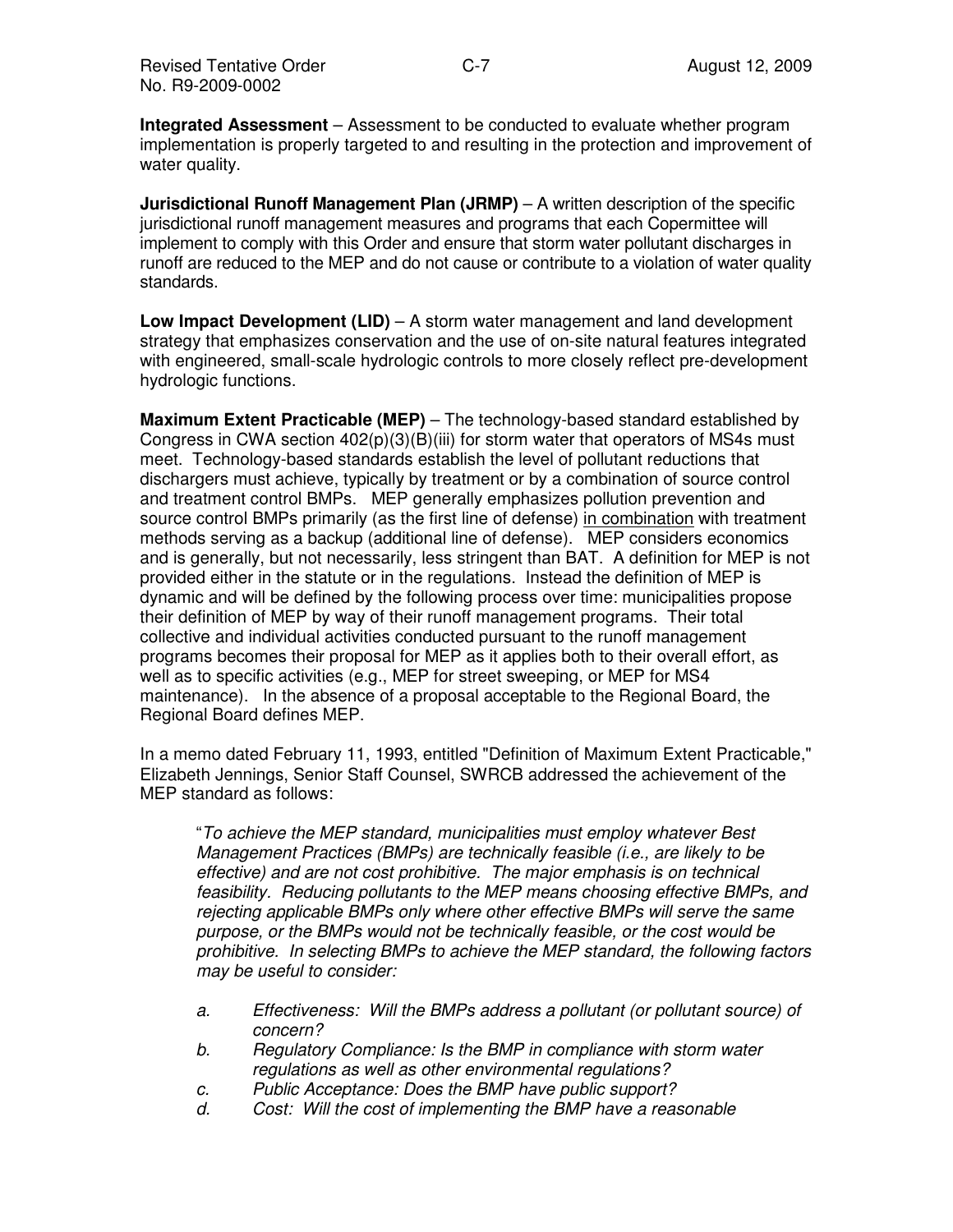**Integrated Assessment** – Assessment to be conducted to evaluate whether program implementation is properly targeted to and resulting in the protection and improvement of water quality.

**Jurisdictional Runoff Management Plan (JRMP)** – A written description of the specific jurisdictional runoff management measures and programs that each Copermittee will implement to comply with this Order and ensure that storm water pollutant discharges in runoff are reduced to the MEP and do not cause or contribute to a violation of water quality standards.

**Low Impact Development (LID)** – A storm water management and land development strategy that emphasizes conservation and the use of on-site natural features integrated with engineered, small-scale hydrologic controls to more closely reflect pre-development hydrologic functions.

**Maximum Extent Practicable (MEP)** – The technology-based standard established by Congress in CWA section 402(p)(3)(B)(iii) for storm water that operators of MS4s must meet. Technology-based standards establish the level of pollutant reductions that dischargers must achieve, typically by treatment or by a combination of source control and treatment control BMPs. MEP generally emphasizes pollution prevention and source control BMPs primarily (as the first line of defense) <u>in combination</u> with treatment methods serving as a backup (additional line of defense). MEP considers economics and is generally, but not necessarily, less stringent than BAT. A definition for MEP is not provided either in the statute or in the regulations. Instead the definition of MEP is dynamic and will be defined by the following process over time: municipalities propose their definition of MEP by way of their runoff management programs. Their total collective and individual activities conducted pursuant to the runoff management programs becomes their proposal for MEP as it applies both to their overall effort, as well as to specific activities (e.g., MEP for street sweeping, or MEP for MS4 maintenance). In the absence of a proposal acceptable to the Regional Board, the Regional Board defines MEP.

In a memo dated February 11, 1993, entitled "Definition of Maximum Extent Practicable," Elizabeth Jennings, Senior Staff Counsel, SWRCB addressed the achievement of the MEP standard as follows:

> "*To achieve the MEP standard, municipalities must employ whatever Best Management Practices (BMPs) are technically feasible (i.e., are likely to be effective) and are not cost prohibitive. The major emphasis is on technical feasibility. Reducing pollutants to the MEP means choosing effective BMPs, and rejecting applicable BMPs only where other effective BMPs will serve the same purpose, or the BMPs would not be technically feasible, or the cost would be prohibitive. In selecting BMPs to achieve the MEP standard, the following factors may be useful to consider:*
>
> *a. Effectiveness: Will the BMPs address a pollutant (or pollutant source) of concern?*
>
> *b. Regulatory Compliance: Is the BMP in compliance with storm water regulations as well as other environmental regulations?*
>
> *c. Public Acceptance: Does the BMP have public support?*
>
> *d. Cost: Will the cost of implementing the BMP have a reasonable*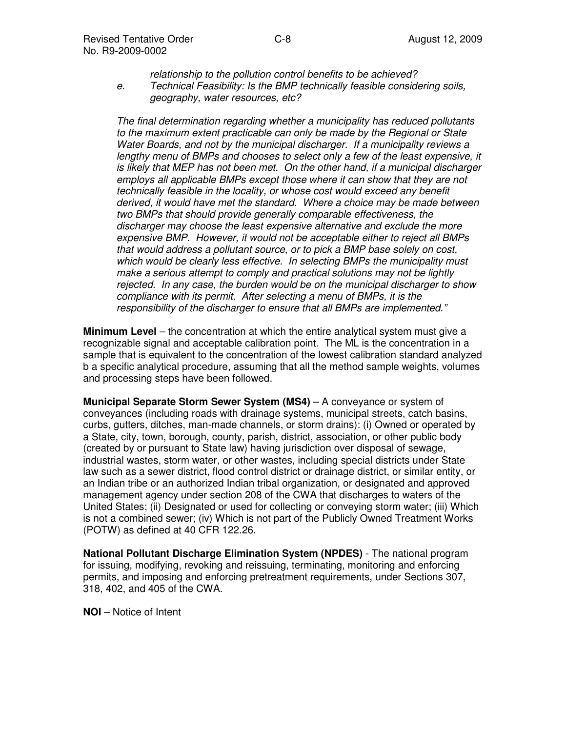*relationship to the pollution control benefits to be achieved?*

*e. Technical Feasibility: Is the BMP technically feasible considering soils, geography, water resources, etc?*

*The final determination regarding whether a municipality has reduced pollutants to the maximum extent practicable can only be made by the Regional or State Water Boards, and not by the municipal discharger. If a municipality reviews a lengthy menu of BMPs and chooses to select only a few of the least expensive, it is likely that MEP has not been met. On the other hand, if a municipal discharger employs all applicable BMPs except those where it can show that they are not technically feasible in the locality, or whose cost would exceed any benefit derived, it would have met the standard. Where a choice may be made between two BMPs that should provide generally comparable effectiveness, the discharger may choose the least expensive alternative and exclude the more expensive BMP. However, it would not be acceptable either to reject all BMPs that would address a pollutant source, or to pick a BMP base solely on cost, which would be clearly less effective. In selecting BMPs the municipality must make a serious attempt to comply and practical solutions may not be lightly rejected. In any case, the burden would be on the municipal discharger to show compliance with its permit. After selecting a menu of BMPs, it is the responsibility of the discharger to ensure that all BMPs are implemented."*

**Minimum Level** – the concentration at which the entire analytical system must give a recognizable signal and acceptable calibration point. The ML is the concentration in a sample that is equivalent to the concentration of the lowest calibration standard analyzed b a specific analytical procedure, assuming that all the method sample weights, volumes and processing steps have been followed.

**Municipal Separate Storm Sewer System (MS4)** – A conveyance or system of conveyances (including roads with drainage systems, municipal streets, catch basins, curbs, gutters, ditches, man-made channels, or storm drains): (i) Owned or operated by a State, city, town, borough, county, parish, district, association, or other public body (created by or pursuant to State law) having jurisdiction over disposal of sewage, industrial wastes, storm water, or other wastes, including special districts under State law such as a sewer district, flood control district or drainage district, or similar entity, or an Indian tribe or an authorized Indian tribal organization, or designated and approved management agency under section 208 of the CWA that discharges to waters of the United States; (ii) Designated or used for collecting or conveying storm water; (iii) Which is not a combined sewer; (iv) Which is not part of the Publicly Owned Treatment Works (POTW) as defined at 40 CFR 122.26.

**National Pollutant Discharge Elimination System (NPDES)** - The national program for issuing, modifying, revoking and reissuing, terminating, monitoring and enforcing permits, and imposing and enforcing pretreatment requirements, under Sections 307, 318, 402, and 405 of the CWA.

**NOI** – Notice of Intent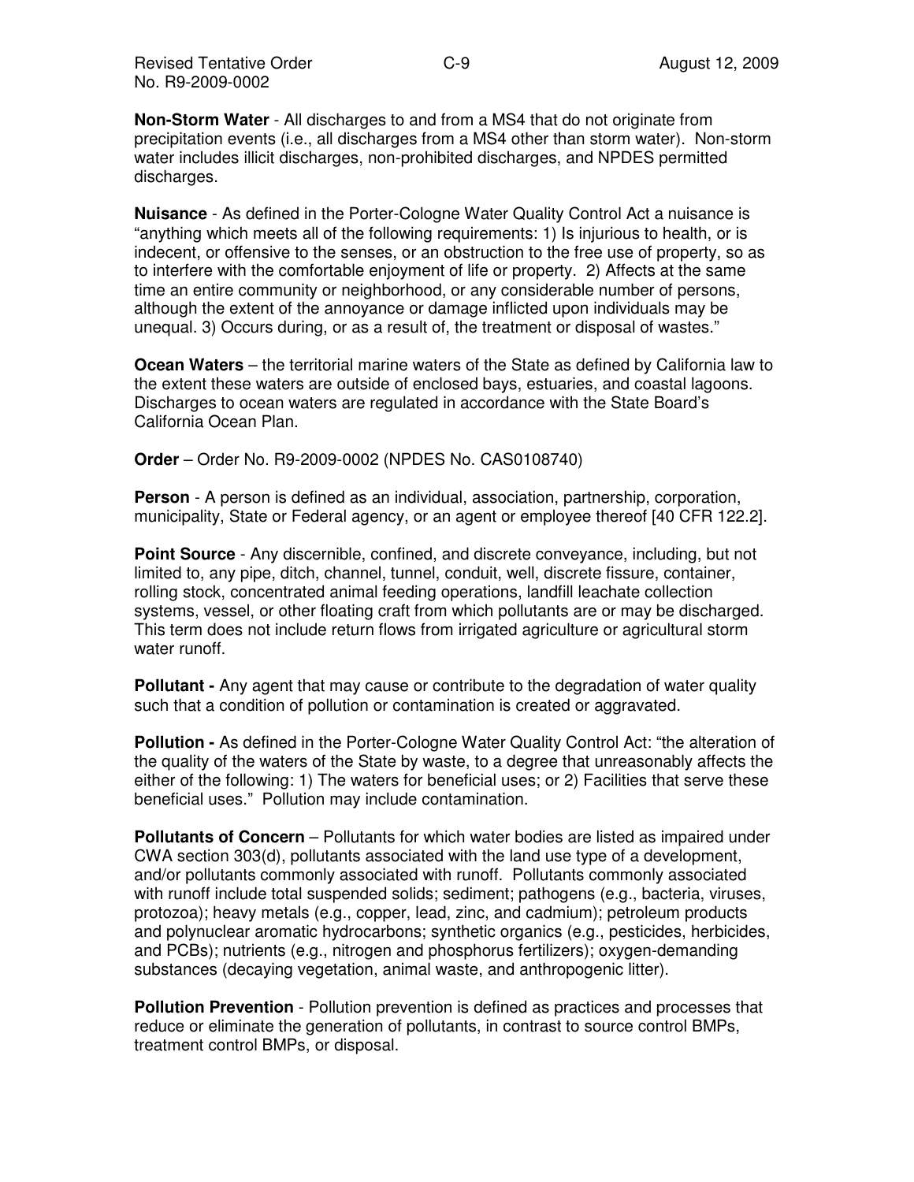**Non-Storm Water** - All discharges to and from a MS4 that do not originate from precipitation events (i.e., all discharges from a MS4 other than storm water). Non-storm water includes illicit discharges, non-prohibited discharges, and NPDES permitted discharges.

**Nuisance** - As defined in the Porter-Cologne Water Quality Control Act a nuisance is "anything which meets all of the following requirements: 1) Is injurious to health, or is indecent, or offensive to the senses, or an obstruction to the free use of property, so as to interfere with the comfortable enjoyment of life or property. 2) Affects at the same time an entire community or neighborhood, or any considerable number of persons, although the extent of the annoyance or damage inflicted upon individuals may be unequal. 3) Occurs during, or as a result of, the treatment or disposal of wastes."

**Ocean Waters** – the territorial marine waters of the State as defined by California law to the extent these waters are outside of enclosed bays, estuaries, and coastal lagoons. Discharges to ocean waters are regulated in accordance with the State Board's California Ocean Plan.

**Order** – Order No. R9-2009-0002 (NPDES No. CAS0108740)

**Person** - A person is defined as an individual, association, partnership, corporation, municipality, State or Federal agency, or an agent or employee thereof [40 CFR 122.2].

**Point Source** - Any discernible, confined, and discrete conveyance, including, but not limited to, any pipe, ditch, channel, tunnel, conduit, well, discrete fissure, container, rolling stock, concentrated animal feeding operations, landfill leachate collection systems, vessel, or other floating craft from which pollutants are or may be discharged. This term does not include return flows from irrigated agriculture or agricultural storm water runoff.

**Pollutant -** Any agent that may cause or contribute to the degradation of water quality such that a condition of pollution or contamination is created or aggravated.

**Pollution -** As defined in the Porter-Cologne Water Quality Control Act: "the alteration of the quality of the waters of the State by waste, to a degree that unreasonably affects the either of the following: 1) The waters for beneficial uses; or 2) Facilities that serve these beneficial uses." Pollution may include contamination.

**Pollutants of Concern** – Pollutants for which water bodies are listed as impaired under CWA section 303(d), pollutants associated with the land use type of a development, and/or pollutants commonly associated with runoff. Pollutants commonly associated with runoff include total suspended solids; sediment; pathogens (e.g., bacteria, viruses, protozoa); heavy metals (e.g., copper, lead, zinc, and cadmium); petroleum products and polynuclear aromatic hydrocarbons; synthetic organics (e.g., pesticides, herbicides, and PCBs); nutrients (e.g., nitrogen and phosphorus fertilizers); oxygen-demanding substances (decaying vegetation, animal waste, and anthropogenic litter).

**Pollution Prevention** - Pollution prevention is defined as practices and processes that reduce or eliminate the generation of pollutants, in contrast to source control BMPs, treatment control BMPs, or disposal.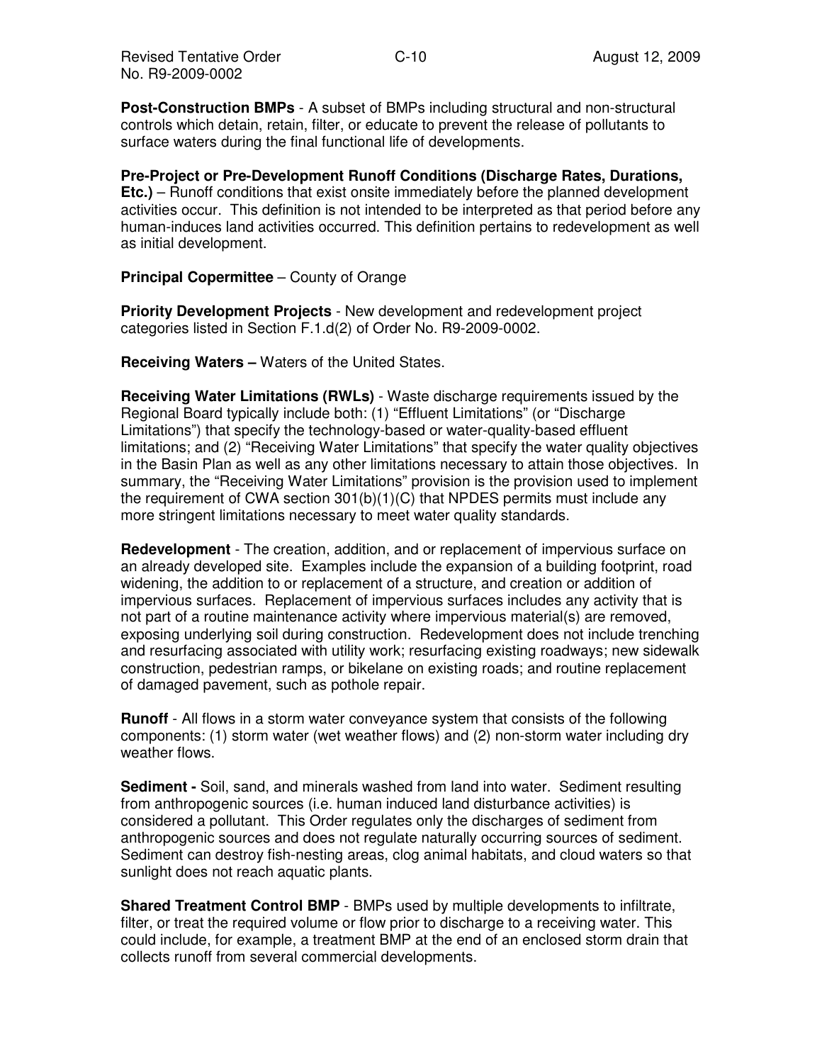**Post-Construction BMPs** - A subset of BMPs including structural and non-structural controls which detain, retain, filter, or educate to prevent the release of pollutants to surface waters during the final functional life of developments.

**Pre-Project or Pre-Development Runoff Conditions (Discharge Rates, Durations, Etc.)** – Runoff conditions that exist onsite immediately before the planned development activities occur. This definition is not intended to be interpreted as that period before any human-induces land activities occurred. This definition pertains to redevelopment as well as initial development.

**Principal Copermittee** – County of Orange

**Priority Development Projects** - New development and redevelopment project categories listed in Section F.1.d(2) of Order No. R9-2009-0002.

**Receiving Waters –** Waters of the United States.

**Receiving Water Limitations (RWLs)** - Waste discharge requirements issued by the Regional Board typically include both: (1) "Effluent Limitations" (or "Discharge Limitations") that specify the technology-based or water-quality-based effluent limitations; and (2) "Receiving Water Limitations" that specify the water quality objectives in the Basin Plan as well as any other limitations necessary to attain those objectives. In summary, the "Receiving Water Limitations" provision is the provision used to implement the requirement of CWA section 301(b)(1)(C) that NPDES permits must include any more stringent limitations necessary to meet water quality standards.

**Redevelopment** - The creation, addition, and or replacement of impervious surface on an already developed site. Examples include the expansion of a building footprint, road widening, the addition to or replacement of a structure, and creation or addition of impervious surfaces. Replacement of impervious surfaces includes any activity that is not part of a routine maintenance activity where impervious material(s) are removed, exposing underlying soil during construction. Redevelopment does not include trenching and resurfacing associated with utility work; resurfacing existing roadways; new sidewalk construction, pedestrian ramps, or bikelane on existing roads; and routine replacement of damaged pavement, such as pothole repair.

**Runoff** - All flows in a storm water conveyance system that consists of the following components: (1) storm water (wet weather flows) and (2) non-storm water including dry weather flows.

**Sediment -** Soil, sand, and minerals washed from land into water. Sediment resulting from anthropogenic sources (i.e. human induced land disturbance activities) is considered a pollutant. This Order regulates only the discharges of sediment from anthropogenic sources and does not regulate naturally occurring sources of sediment. Sediment can destroy fish-nesting areas, clog animal habitats, and cloud waters so that sunlight does not reach aquatic plants.

**Shared Treatment Control BMP** - BMPs used by multiple developments to infiltrate, filter, or treat the required volume or flow prior to discharge to a receiving water. This could include, for example, a treatment BMP at the end of an enclosed storm drain that collects runoff from several commercial developments.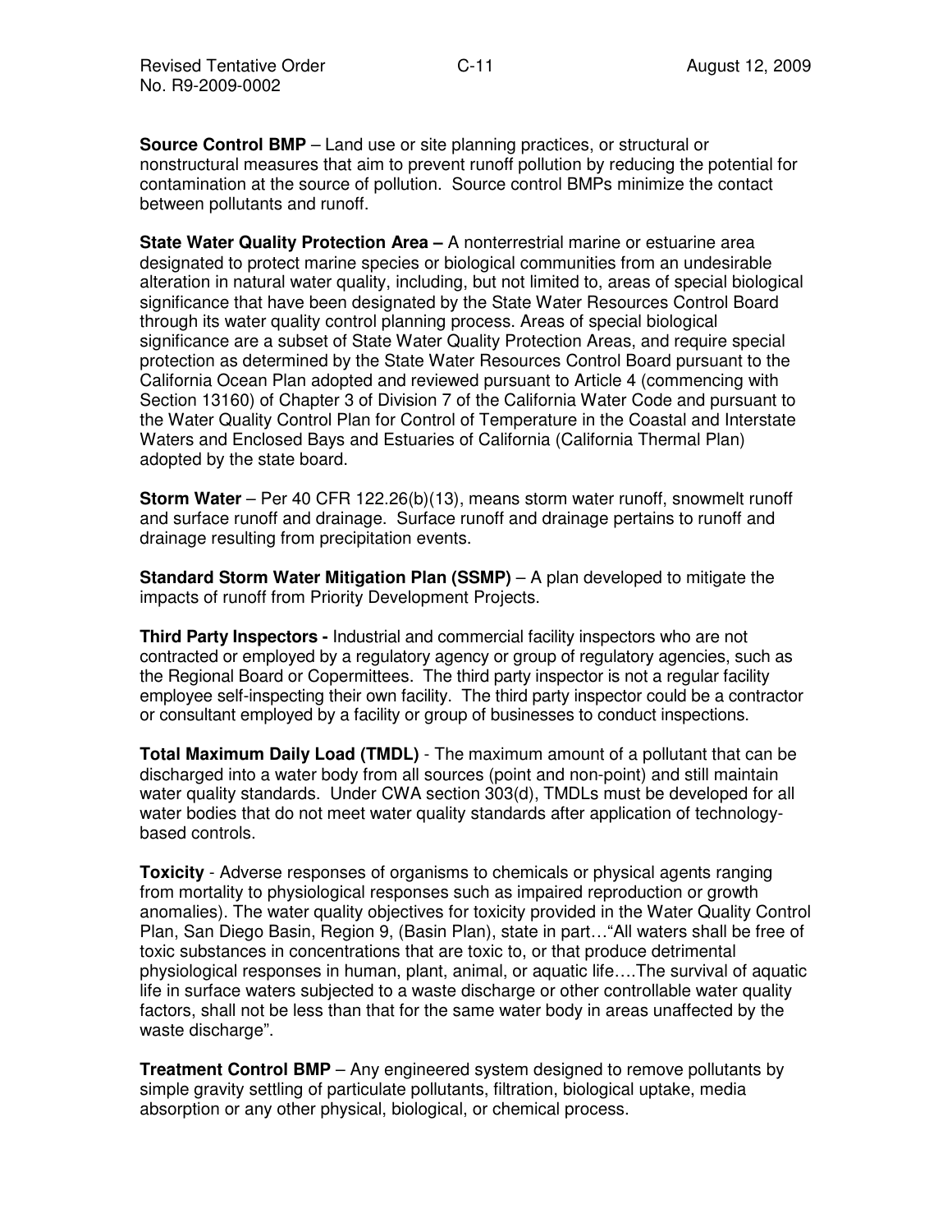**Source Control BMP** – Land use or site planning practices, or structural or nonstructural measures that aim to prevent runoff pollution by reducing the potential for contamination at the source of pollution. Source control BMPs minimize the contact between pollutants and runoff.

**State Water Quality Protection Area –** A nonterrestrial marine or estuarine area designated to protect marine species or biological communities from an undesirable alteration in natural water quality, including, but not limited to, areas of special biological significance that have been designated by the State Water Resources Control Board through its water quality control planning process. Areas of special biological significance are a subset of State Water Quality Protection Areas, and require special protection as determined by the State Water Resources Control Board pursuant to the California Ocean Plan adopted and reviewed pursuant to Article 4 (commencing with Section 13160) of Chapter 3 of Division 7 of the California Water Code and pursuant to the Water Quality Control Plan for Control of Temperature in the Coastal and Interstate Waters and Enclosed Bays and Estuaries of California (California Thermal Plan) adopted by the state board.

**Storm Water** – Per 40 CFR 122.26(b)(13), means storm water runoff, snowmelt runoff and surface runoff and drainage. Surface runoff and drainage pertains to runoff and drainage resulting from precipitation events.

**Standard Storm Water Mitigation Plan (SSMP)** – A plan developed to mitigate the impacts of runoff from Priority Development Projects.

**Third Party Inspectors -** Industrial and commercial facility inspectors who are not contracted or employed by a regulatory agency or group of regulatory agencies, such as the Regional Board or Copermittees. The third party inspector is not a regular facility employee self-inspecting their own facility. The third party inspector could be a contractor or consultant employed by a facility or group of businesses to conduct inspections.

**Total Maximum Daily Load (TMDL)** - The maximum amount of a pollutant that can be discharged into a water body from all sources (point and non-point) and still maintain water quality standards. Under CWA section 303(d), TMDLs must be developed for all water bodies that do not meet water quality standards after application of technology-based controls.

**Toxicity** - Adverse responses of organisms to chemicals or physical agents ranging from mortality to physiological responses such as impaired reproduction or growth anomalies). The water quality objectives for toxicity provided in the Water Quality Control Plan, San Diego Basin, Region 9, (Basin Plan), state in part…"All waters shall be free of toxic substances in concentrations that are toxic to, or that produce detrimental physiological responses in human, plant, animal, or aquatic life….The survival of aquatic life in surface waters subjected to a waste discharge or other controllable water quality factors, shall not be less than that for the same water body in areas unaffected by the waste discharge".

**Treatment Control BMP** – Any engineered system designed to remove pollutants by simple gravity settling of particulate pollutants, filtration, biological uptake, media absorption or any other physical, biological, or chemical process.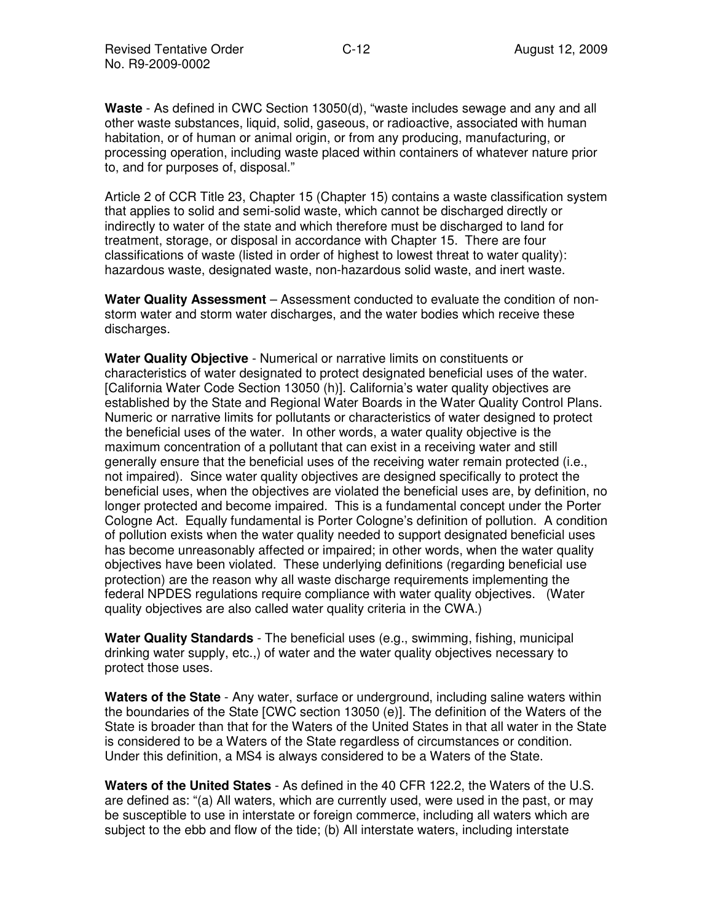**Waste** - As defined in CWC Section 13050(d), "waste includes sewage and any and all other waste substances, liquid, solid, gaseous, or radioactive, associated with human habitation, or of human or animal origin, or from any producing, manufacturing, or processing operation, including waste placed within containers of whatever nature prior to, and for purposes of, disposal."

Article 2 of CCR Title 23, Chapter 15 (Chapter 15) contains a waste classification system that applies to solid and semi-solid waste, which cannot be discharged directly or indirectly to water of the state and which therefore must be discharged to land for treatment, storage, or disposal in accordance with Chapter 15. There are four classifications of waste (listed in order of highest to lowest threat to water quality): hazardous waste, designated waste, non-hazardous solid waste, and inert waste.

**Water Quality Assessment** – Assessment conducted to evaluate the condition of non-storm water and storm water discharges, and the water bodies which receive these discharges.

**Water Quality Objective** - Numerical or narrative limits on constituents or characteristics of water designated to protect designated beneficial uses of the water. [California Water Code Section 13050 (h)]. California's water quality objectives are established by the State and Regional Water Boards in the Water Quality Control Plans. Numeric or narrative limits for pollutants or characteristics of water designed to protect the beneficial uses of the water. In other words, a water quality objective is the maximum concentration of a pollutant that can exist in a receiving water and still generally ensure that the beneficial uses of the receiving water remain protected (i.e., not impaired). Since water quality objectives are designed specifically to protect the beneficial uses, when the objectives are violated the beneficial uses are, by definition, no longer protected and become impaired. This is a fundamental concept under the Porter Cologne Act. Equally fundamental is Porter Cologne's definition of pollution. A condition of pollution exists when the water quality needed to support designated beneficial uses has become unreasonably affected or impaired; in other words, when the water quality objectives have been violated. These underlying definitions (regarding beneficial use protection) are the reason why all waste discharge requirements implementing the federal NPDES regulations require compliance with water quality objectives. (Water quality objectives are also called water quality criteria in the CWA.)

**Water Quality Standards** - The beneficial uses (e.g., swimming, fishing, municipal drinking water supply, etc.,) of water and the water quality objectives necessary to protect those uses.

**Waters of the State** - Any water, surface or underground, including saline waters within the boundaries of the State [CWC section 13050 (e)]. The definition of the Waters of the State is broader than that for the Waters of the United States in that all water in the State is considered to be a Waters of the State regardless of circumstances or condition. Under this definition, a MS4 is always considered to be a Waters of the State.

**Waters of the United States** - As defined in the 40 CFR 122.2, the Waters of the U.S. are defined as: "(a) All waters, which are currently used, were used in the past, or may be susceptible to use in interstate or foreign commerce, including all waters which are subject to the ebb and flow of the tide; (b) All interstate waters, including interstate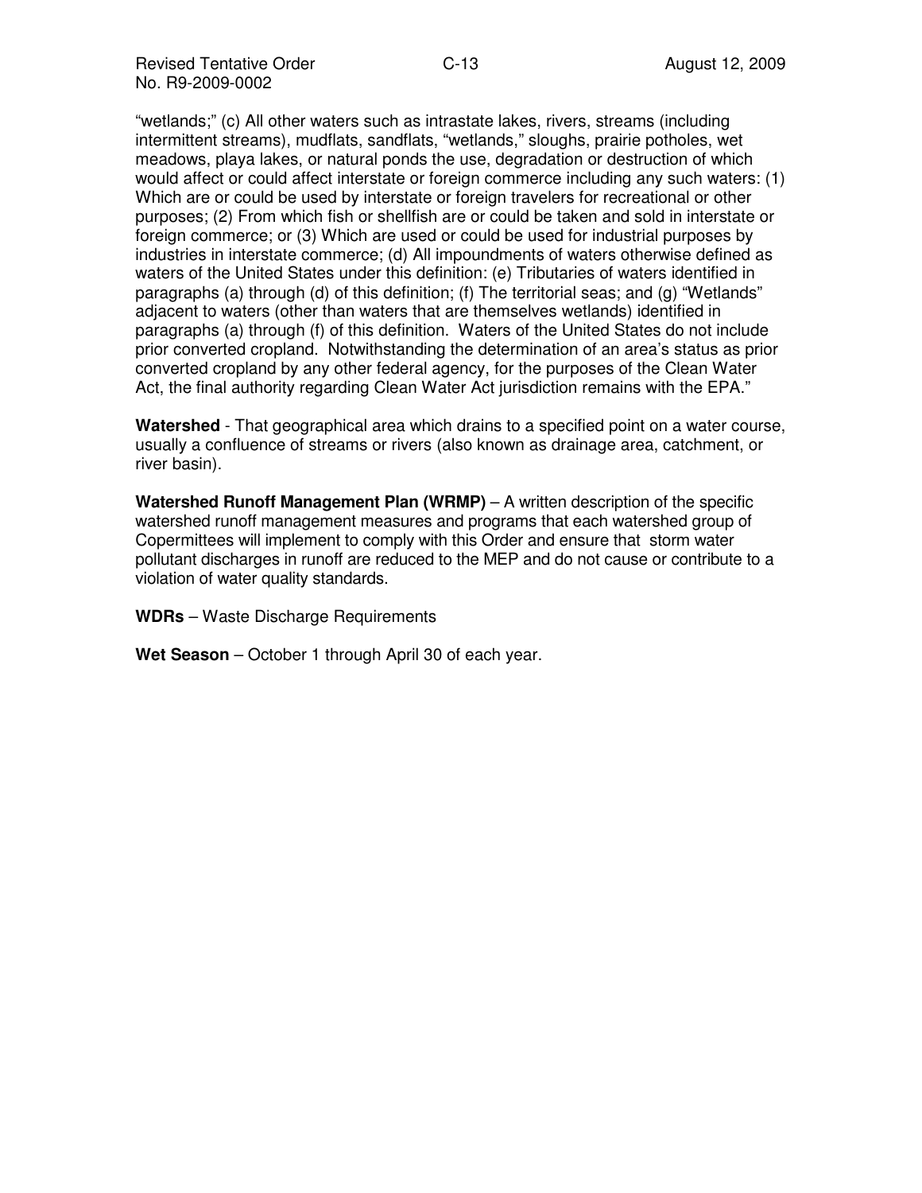"wetlands;" (c) All other waters such as intrastate lakes, rivers, streams (including intermittent streams), mudflats, sandflats, "wetlands," sloughs, prairie potholes, wet meadows, playa lakes, or natural ponds the use, degradation or destruction of which would affect or could affect interstate or foreign commerce including any such waters: (1) Which are or could be used by interstate or foreign travelers for recreational or other purposes; (2) From which fish or shellfish are or could be taken and sold in interstate or foreign commerce; or (3) Which are used or could be used for industrial purposes by industries in interstate commerce; (d) All impoundments of waters otherwise defined as waters of the United States under this definition: (e) Tributaries of waters identified in paragraphs (a) through (d) of this definition; (f) The territorial seas; and (g) "Wetlands" adjacent to waters (other than waters that are themselves wetlands) identified in paragraphs (a) through (f) of this definition. Waters of the United States do not include prior converted cropland. Notwithstanding the determination of an area's status as prior converted cropland by any other federal agency, for the purposes of the Clean Water Act, the final authority regarding Clean Water Act jurisdiction remains with the EPA."

**Watershed** - That geographical area which drains to a specified point on a water course, usually a confluence of streams or rivers (also known as drainage area, catchment, or river basin).

**Watershed Runoff Management Plan (WRMP)** – A written description of the specific watershed runoff management measures and programs that each watershed group of Copermittees will implement to comply with this Order and ensure that storm water pollutant discharges in runoff are reduced to the MEP and do not cause or contribute to a violation of water quality standards.

**WDRs** – Waste Discharge Requirements

**Wet Season** – October 1 through April 30 of each year.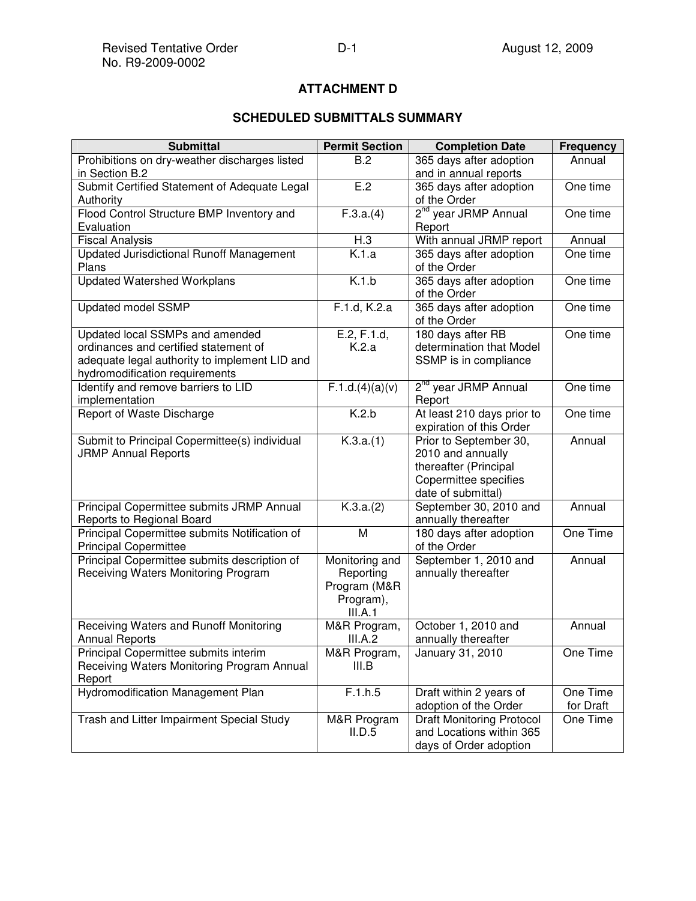# ATTACHMENT D

## SCHEDULED SUBMITTALS SUMMARY

| Submittal | Permit Section | Completion Date | Frequency |
|---|---|---|---|
| Prohibitions on dry-weather discharges listed in Section B.2 | B.2 | 365 days after adoption and in annual reports | Annual |
| Submit Certified Statement of Adequate Legal Authority | E.2 | 365 days after adoption of the Order | One time |
| Flood Control Structure BMP Inventory and Evaluation | F.3.a.(4) | 2nd year JRMP Annual Report | One time |
| Fiscal Analysis | H.3 | With annual JRMP report | Annual |
| Updated Jurisdictional Runoff Management Plans | K.1.a | 365 days after adoption of the Order | One time |
| Updated Watershed Workplans | K.1.b | 365 days after adoption of the Order | One time |
| Updated model SSMP | F.1.d, K.2.a | 365 days after adoption of the Order | One time |
| Updated local SSMPs and amended ordinances and certified statement of adequate legal authority to implement LID and hydromodification requirements | E.2, F.1.d, K.2.a | 180 days after RB determination that Model SSMP is in compliance | One time |
| Identify and remove barriers to LID implementation | F.1.d.(4)(a)(v) | 2nd year JRMP Annual Report | One time |
| Report of Waste Discharge | K.2.b | At least 210 days prior to expiration of this Order | One time |
| Submit to Principal Copermittee(s) individual JRMP Annual Reports | K.3.a.(1) | Prior to September 30, 2010 and annually thereafter (Principal Copermittee specifies date of submittal) | Annual |
| Principal Copermittee submits JRMP Annual Reports to Regional Board | K.3.a.(2) | September 30, 2010 and annually thereafter | Annual |
| Principal Copermittee submits Notification of Principal Copermittee | M | 180 days after adoption of the Order | One Time |
| Principal Copermittee submits description of Receiving Waters Monitoring Program | Monitoring and Reporting Program (M&R Program), III.A.1 | September 1, 2010 and annually thereafter | Annual |
| Receiving Waters and Runoff Monitoring Annual Reports | M&R Program, III.A.2 | October 1, 2010 and annually thereafter | Annual |
| Principal Copermittee submits interim Receiving Waters Monitoring Program Annual Report | M&R Program, III.B | January 31, 2010 | One Time |
| Hydromodification Management Plan | F.1.h.5 | Draft within 2 years of adoption of the Order | One Time for Draft |
| Trash and Litter Impairment Special Study | M&R Program II.D.5 | Draft Monitoring Protocol and Locations within 365 days of Order adoption | One Time |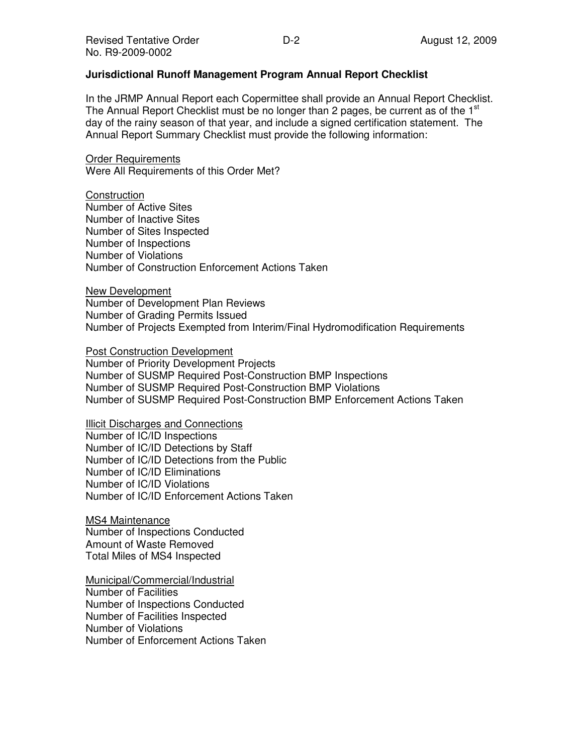**Jurisdictional Runoff Management Program Annual Report Checklist**

In the JRMP Annual Report each Copermittee shall provide an Annual Report Checklist. The Annual Report Checklist must be no longer than 2 pages, be current as of the 1st day of the rainy season of that year, and include a signed certification statement. The Annual Report Summary Checklist must provide the following information:

<u>Order Requirements</u>
Were All Requirements of this Order Met?

<u>Construction</u>
Number of Active Sites
Number of Inactive Sites
Number of Sites Inspected
Number of Inspections
Number of Violations
Number of Construction Enforcement Actions Taken

<u>New Development</u>
Number of Development Plan Reviews
Number of Grading Permits Issued
Number of Projects Exempted from Interim/Final Hydromodification Requirements

<u>Post Construction Development</u>
Number of Priority Development Projects
Number of SUSMP Required Post-Construction BMP Inspections
Number of SUSMP Required Post-Construction BMP Violations
Number of SUSMP Required Post-Construction BMP Enforcement Actions Taken

<u>Illicit Discharges and Connections</u>
Number of IC/ID Inspections
Number of IC/ID Detections by Staff
Number of IC/ID Detections from the Public
Number of IC/ID Eliminations
Number of IC/ID Violations
Number of IC/ID Enforcement Actions Taken

<u>MS4 Maintenance</u>
Number of Inspections Conducted
Amount of Waste Removed
Total Miles of MS4 Inspected

<u>Municipal/Commercial/Industrial</u>
Number of Facilities
Number of Inspections Conducted
Number of Facilities Inspected
Number of Violations
Number of Enforcement Actions Taken